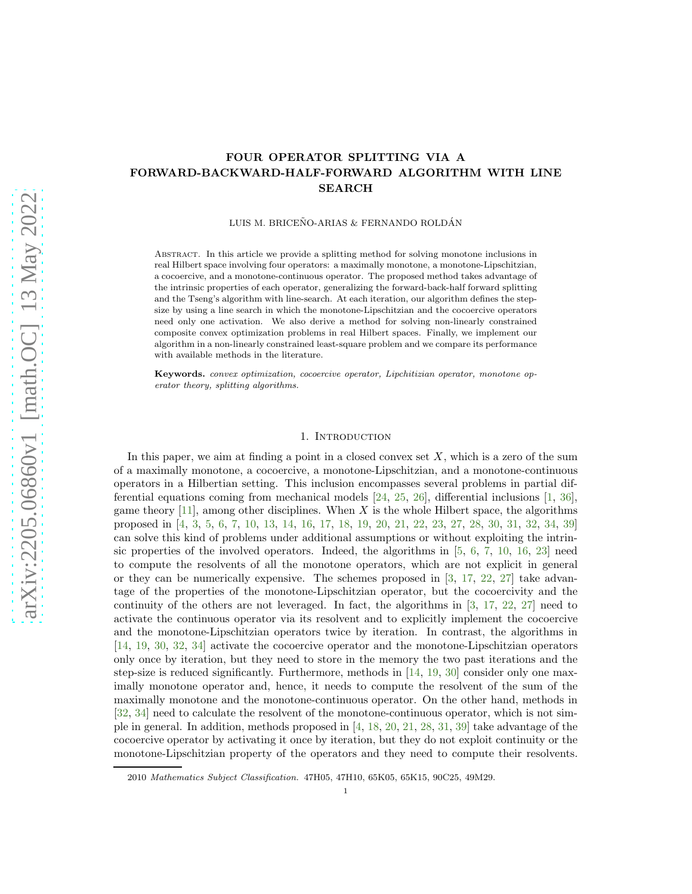# FOUR OPERATOR SPLITTING VIA A FORWARD-BACKWARD-HALF-FORWARD ALGORITHM WITH LINE SEARCH

LUIS M. BRICEÑO-ARIAS & FERNANDO ROLDÁN

Abstract. In this article we provide a splitting method for solving monotone inclusions in real Hilbert space involving four operators: a maximally monotone, a monotone-Lipschitzian, a cocoercive, and a monotone-continuous operator. The proposed method takes advantage of the intrinsic properties of each operator, generalizing the forward-back-half forward splitting and the Tseng's algorithm with line-search. At each iteration, our algorithm defines the step-size by using a line search in which the monotone-Lipschitzian and the cocoercive operators need only one activation. We also derive a method for solving non-linearly constrained composite convex optimization problems in real Hilbert spaces. Finally, we implement our algorithm in a non-linearly constrained least-square problem and we compare its performance with available methods in the literature.

**Keywords.** *convex optimization, cocoercive operator, Lipchitizian operator, monotone operator theory, splitting algorithms.*

## 1. Introduction

In this paper, we aim at finding a point in a closed convex set $X$, which is a zero of the sum of a maximally monotone, a cocoercive, a monotone-Lipschitzian, and a monotone-continuous operators in a Hilbertian setting. This inclusion encompasses several problems in partial differential equations coming from mechanical models [24, 25, 26], differential inclusions [1, 36], game theory [11], among other disciplines. When $X$ is the whole Hilbert space, the algorithms proposed in [4, 3, 5, 6, 7, 10, 13, 14, 16, 17, 18, 19, 20, 21, 22, 23, 27, 28, 30, 31, 32, 34, 39] can solve this kind of problems under additional assumptions or without exploiting the intrinsic properties of the involved operators. Indeed, the algorithms in [5, 6, 7, 10, 16, 23] need to compute the resolvents of all the monotone operators, which are not explicit in general or they can be numerically expensive. The schemes proposed in [3, 17, 22, 27] take advantage of the properties of the monotone-Lipschitzian operator, but the cocoercivity and the continuity of the others are not leveraged. In fact, the algorithms in [3, 17, 22, 27] need to activate the continuous operator via its resolvent and to explicitly implement the cocoercive and the monotone-Lipschitzian operators twice by iteration. In contrast, the algorithms in [14, 19, 30, 32, 34] activate the cocoercive operator and the monotone-Lipschitzian operators only once by iteration, but they need to store in the memory the two past iterations and the step-size is reduced significantly. Furthermore, methods in [14, 19, 30] consider only one maximally monotone operator and, hence, it needs to compute the resolvent of the sum of the maximally monotone and the monotone-continuous operator. On the other hand, methods in [32, 34] need to calculate the resolvent of the monotone-continuous operator, which is not simple in general. In addition, methods proposed in [4, 18, 20, 21, 28, 31, 39] take advantage of the cocoercive operator by activating it once by iteration, but they do not exploit continuity or the monotone-Lipschitzian property of the operators and they need to compute their resolvents.

2010 *Mathematics Subject Classification.* 47H05, 47H10, 65K05, 65K15, 90C25, 49M29.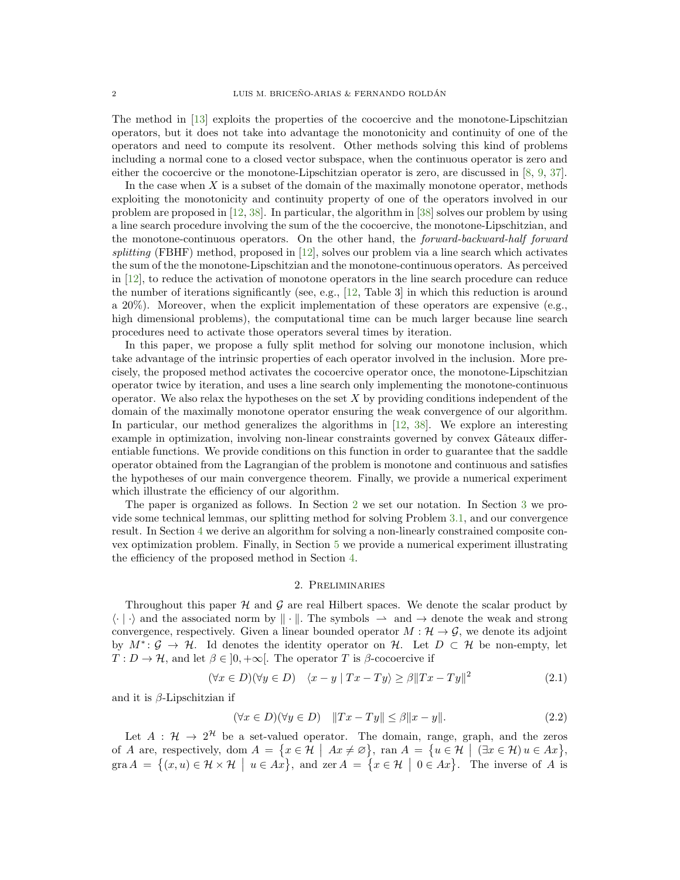The method in [13] exploits the properties of the cocoercive and the monotone-Lipschitzian operators, but it does not take into advantage the monotonicity and continuity of one of the operators and need to compute its resolvent. Other methods solving this kind of problems including a normal cone to a closed vector subspace, when the continuous operator is zero and either the cocoercive or the monotone-Lipschitzian operator is zero, are discussed in [8, 9, 37].

In the case when $X$ is a subset of the domain of the maximally monotone operator, methods exploiting the monotonicity and continuity property of one of the operators involved in our problem are proposed in [12, 38]. In particular, the algorithm in [38] solves our problem by using a line search procedure involving the sum of the the cocoercive, the monotone-Lipschitzian, and the monotone-continuous operators. On the other hand, the *forward-backward-half forward splitting* (FBHF) method, proposed in [12], solves our problem via a line search which activates the sum of the the monotone-Lipschitzian and the monotone-continuous operators. As perceived in [12], to reduce the activation of monotone operators in the line search procedure can reduce the number of iterations significantly (see, e.g., [12, Table 3] in which this reduction is around a 20%). Moreover, when the explicit implementation of these operators are expensive (e.g., high dimensional problems), the computational time can be much larger because line search procedures need to activate those operators several times by iteration.

In this paper, we propose a fully split method for solving our monotone inclusion, which take advantage of the intrinsic properties of each operator involved in the inclusion. More precisely, the proposed method activates the cocoercive operator once, the monotone-Lipschitzian operator twice by iteration, and uses a line search only implementing the monotone-continuous operator. We also relax the hypotheses on the set $X$ by providing conditions independent of the domain of the maximally monotone operator ensuring the weak convergence of our algorithm. In particular, our method generalizes the algorithms in [12, 38]. We explore an interesting example in optimization, involving non-linear constraints governed by convex Gâteaux differentiable functions. We provide conditions on this function in order to guarantee that the saddle operator obtained from the Lagrangian of the problem is monotone and continuous and satisfies the hypotheses of our main convergence theorem. Finally, we provide a numerical experiment which illustrate the efficiency of our algorithm.

The paper is organized as follows. In Section 2 we set our notation. In Section 3 we provide some technical lemmas, our splitting method for solving Problem 3.1, and our convergence result. In Section 4 we derive an algorithm for solving a non-linearly constrained composite convex optimization problem. Finally, in Section 5 we provide a numerical experiment illustrating the efficiency of the proposed method in Section 4.

## 2. Preliminaries

Throughout this paper $\mathcal{H}$ and $\mathcal{G}$ are real Hilbert spaces. We denote the scalar product by $\langle \cdot \mid \cdot \rangle$ and the associated norm by $\| \cdot \|$. The symbols $\rightharpoonup$ and $\to$ denote the weak and strong convergence, respectively. Given a linear bounded operator $M : \mathcal{H} \to \mathcal{G}$, we denote its adjoint by $M^* \colon \mathcal{G} \to \mathcal{H}$. Id denotes the identity operator on $\mathcal{H}$. Let $D \subset \mathcal{H}$ be non-empty, let $T : D \to \mathcal{H}$, and let $\beta \in \left]0, +\infty\right[$. The operator $T$ is $\beta$-cocoercive if

$$(\forall x \in D)(\forall y \in D) \quad \langle x - y \mid Tx - Ty \rangle \geq \beta \|Tx - Ty\|^2 \tag{2.1}$$

and it is $\beta$-Lipschitzian if

$$(\forall x \in D)(\forall y \in D) \quad \|Tx - Ty\| \leq \beta \|x - y\|. \tag{2.2}$$

Let $A : \mathcal{H} \to 2^{\mathcal{H}}$ be a set-valued operator. The domain, range, graph, and the zeros of $A$ are, respectively, $\operatorname{dom} A = \{x \in \mathcal{H} \mid Ax \neq \varnothing\}$, $\operatorname{ran} A = \{u \in \mathcal{H} \mid (\exists x \in \mathcal{H})\, u \in Ax\}$, $\operatorname{gra} A = \{(x, u) \in \mathcal{H} \times \mathcal{H} \mid u \in Ax\}$, and $\operatorname{zer} A = \{x \in \mathcal{H} \mid 0 \in Ax\}$. The inverse of $A$ is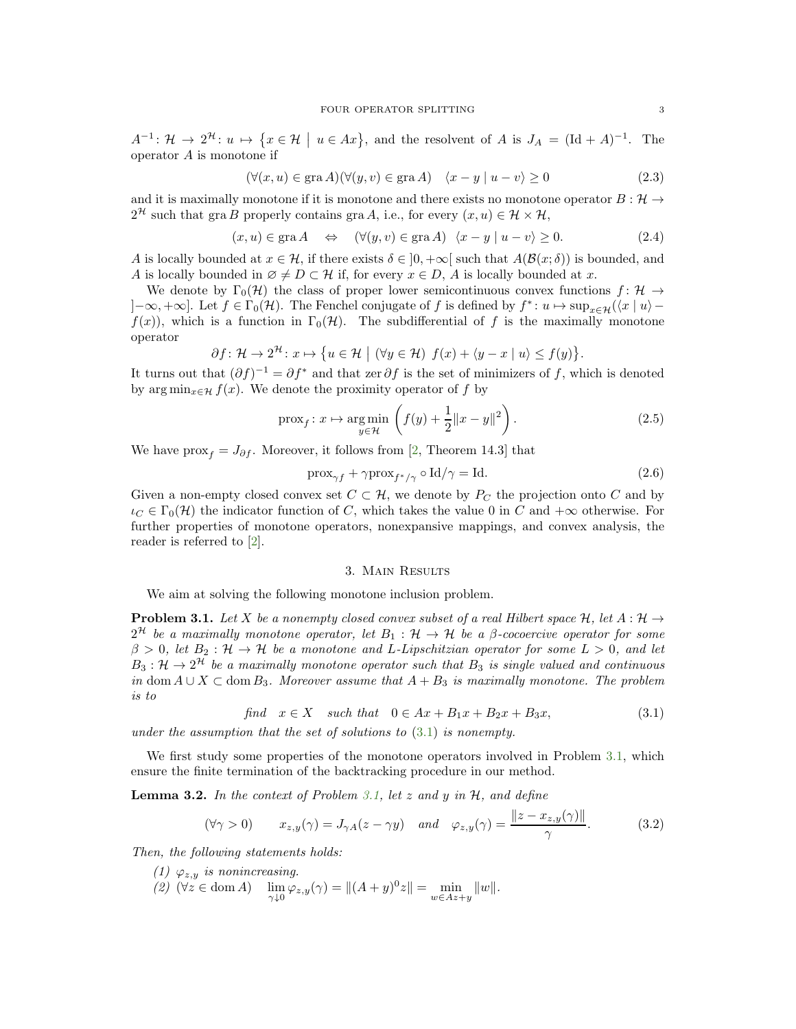$A^{-1}\colon \mathcal{H} \to 2^{\mathcal{H}}\colon u \mapsto \{x \in \mathcal{H} \mid u \in Ax\}$, and the resolvent of $A$ is $J_A = (\mathrm{Id} + A)^{-1}$. The operator $A$ is monotone if

$$(\forall (x,u) \in \operatorname{gra} A)(\forall (y,v) \in \operatorname{gra} A) \quad \langle x - y \mid u - v\rangle \geq 0 \tag{2.3}$$

and it is maximally monotone if it is monotone and there exists no monotone operator $B : \mathcal{H} \to 2^{\mathcal{H}}$ such that $\operatorname{gra} B$ properly contains $\operatorname{gra} A$, i.e., for every $(x,u) \in \mathcal{H} \times \mathcal{H}$,

$$(x,u) \in \operatorname{gra} A \quad \Leftrightarrow \quad (\forall (y,v) \in \operatorname{gra} A) \;\; \langle x - y \mid u - v\rangle \geq 0. \tag{2.4}$$

$A$ is locally bounded at $x \in \mathcal{H}$, if there exists $\delta \in \left]0,+\infty\right[$ such that $A(\mathcal{B}(x;\delta))$ is bounded, and $A$ is locally bounded in $\varnothing \neq D \subset \mathcal{H}$ if, for every $x \in D$, $A$ is locally bounded at $x$.

We denote by $\Gamma_0(\mathcal{H})$ the class of proper lower semicontinuous convex functions $f\colon \mathcal{H} \to \left]-\infty,+\infty\right]$. Let $f \in \Gamma_0(\mathcal{H})$. The Fenchel conjugate of $f$ is defined by $f^*\colon u \mapsto \sup_{x\in\mathcal{H}}(\langle x \mid u\rangle - f(x))$, which is a function in $\Gamma_0(\mathcal{H})$. The subdifferential of $f$ is the maximally monotone operator

$$\partial f\colon \mathcal{H} \to 2^{\mathcal{H}}\colon x \mapsto \{u \in \mathcal{H} \mid (\forall y \in \mathcal{H}) \;\; f(x) + \langle y - x \mid u\rangle \leq f(y)\}.$$

It turns out that $(\partial f)^{-1} = \partial f^*$ and that $\operatorname{zer} \partial f$ is the set of minimizers of $f$, which is denoted by $\arg\min_{x\in\mathcal{H}} f(x)$. We denote the proximity operator of $f$ by

$$\operatorname{prox}_f\colon x \mapsto \underset{y\in\mathcal{H}}{\arg\min}\left(f(y) + \frac{1}{2}\|x - y\|^2\right). \tag{2.5}$$

We have $\operatorname{prox}_f = J_{\partial f}$. Moreover, it follows from [2, Theorem 14.3] that

$$\operatorname{prox}_{\gamma f} + \gamma \operatorname{prox}_{f^*/\gamma} \circ \mathrm{Id}/\gamma = \mathrm{Id}. \tag{2.6}$$

Given a non-empty closed convex set $C \subset \mathcal{H}$, we denote by $P_C$ the projection onto $C$ and by $\iota_C \in \Gamma_0(\mathcal{H})$ the indicator function of $C$, which takes the value $0$ in $C$ and $+\infty$ otherwise. For further properties of monotone operators, nonexpansive mappings, and convex analysis, the reader is referred to [2].

## 3. Main Results

We aim at solving the following monotone inclusion problem.

**Problem 3.1.** *Let $X$ be a nonempty closed convex subset of a real Hilbert space $\mathcal{H}$, let $A : \mathcal{H} \to 2^{\mathcal{H}}$ be a maximally monotone operator, let $B_1 : \mathcal{H} \to \mathcal{H}$ be a $\beta$-cocoercive operator for some $\beta > 0$, let $B_2 : \mathcal{H} \to \mathcal{H}$ be a monotone and $L$-Lipschitzian operator for some $L > 0$, and let $B_3 : \mathcal{H} \to 2^{\mathcal{H}}$ be a maximally monotone operator such that $B_3$ is single valued and continuous in $\operatorname{dom} A \cup X \subset \operatorname{dom} B_3$. Moreover assume that $A + B_3$ is maximally monotone. The problem is to*

$$\textit{find} \quad x \in X \quad \textit{such that} \quad 0 \in Ax + B_1 x + B_2 x + B_3 x, \tag{3.1}$$

*under the assumption that the set of solutions to (3.1) is nonempty.*

We first study some properties of the monotone operators involved in Problem 3.1, which ensure the finite termination of the backtracking procedure in our method.

**Lemma 3.2.** *In the context of Problem 3.1, let $z$ and $y$ in $\mathcal{H}$, and define*

$$(\forall \gamma > 0) \qquad x_{z,y}(\gamma) = J_{\gamma A}(z - \gamma y) \quad \textit{and} \quad \varphi_{z,y}(\gamma) = \frac{\|z - x_{z,y}(\gamma)\|}{\gamma}. \tag{3.2}$$

*Then, the following statements holds:*

*(1) $\varphi_{z,y}$ is nonincreasing.*
*(2) $(\forall z \in \operatorname{dom} A) \quad \lim_{\gamma\downarrow 0} \varphi_{z,y}(\gamma) = \|(A + y)^0 z\| = \min_{w\in Az+y} \|w\|$.*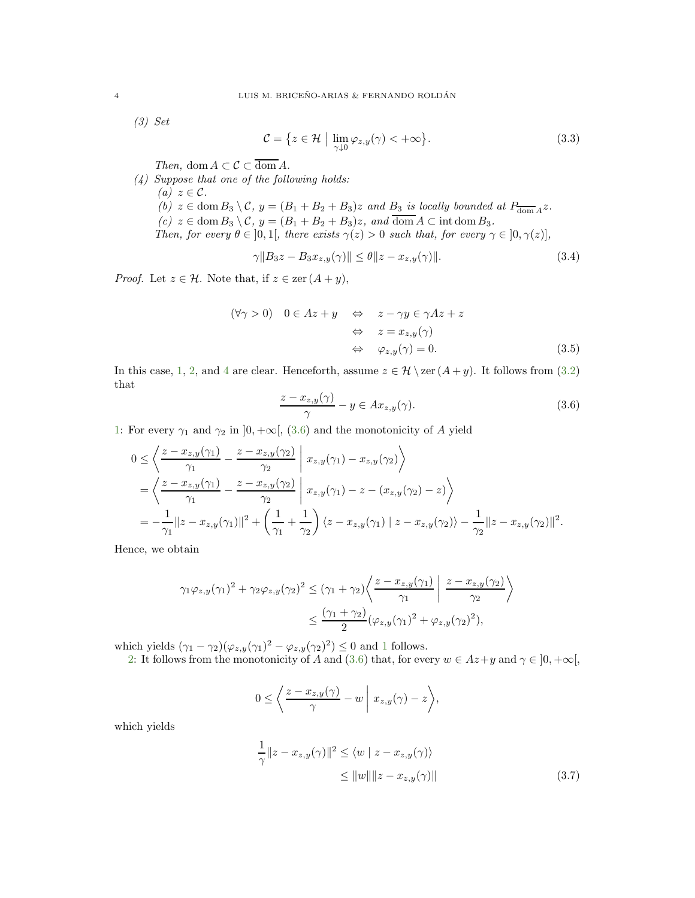*(3) Set*

$$\mathcal{C} = \big\{ z \in \mathcal{H} \;\big|\; \lim_{\gamma \downarrow 0} \varphi_{z,y}(\gamma) < +\infty \big\}. \tag{3.3}$$

*Then,* $\operatorname{dom} A \subset \mathcal{C} \subset \overline{\operatorname{dom}} A$.

*(4) Suppose that one of the following holds:*

*(a)* $z \in \mathcal{C}$.

*(b)* $z \in \operatorname{dom} B_3 \setminus \mathcal{C}$, $y = (B_1 + B_2 + B_3)z$ *and* $B_3$ *is locally bounded at* $P_{\overline{\operatorname{dom}} A} z$.

*(c)* $z \in \operatorname{dom} B_3 \setminus \mathcal{C}$, $y = (B_1 + B_2 + B_3)z$, *and* $\overline{\operatorname{dom}} A \subset \operatorname{int} \operatorname{dom} B_3$.

*Then, for every* $\theta \in \,]0,1[$*, there exists* $\gamma(z) > 0$ *such that, for every* $\gamma \in \,]0, \gamma(z)]$,

$$\gamma \| B_3 z - B_3 x_{z,y}(\gamma) \| \le \theta \| z - x_{z,y}(\gamma) \|. \tag{3.4}$$

*Proof.* Let $z \in \mathcal{H}$. Note that, if $z \in \operatorname{zer}(A + y)$,

$$\begin{aligned} (\forall \gamma > 0) \quad 0 \in Az + y \quad &\Leftrightarrow \quad z - \gamma y \in \gamma A z + z \\ &\Leftrightarrow \quad z = x_{z,y}(\gamma) \\ &\Leftrightarrow \quad \varphi_{z,y}(\gamma) = 0. \end{aligned} \tag{3.5}$$

In this case, 1, 2, and 4 are clear. Henceforth, assume $z \in \mathcal{H} \setminus \operatorname{zer}(A + y)$. It follows from (3.2) that

$$\frac{z - x_{z,y}(\gamma)}{\gamma} - y \in A x_{z,y}(\gamma). \tag{3.6}$$

1: For every $\gamma_1$ and $\gamma_2$ in $]0, +\infty[$, (3.6) and the monotonicity of $A$ yield

$$\begin{aligned} 0 &\le \left\langle \frac{z - x_{z,y}(\gamma_1)}{\gamma_1} - \frac{z - x_{z,y}(\gamma_2)}{\gamma_2} \;\middle|\; x_{z,y}(\gamma_1) - x_{z,y}(\gamma_2) \right\rangle \\ &= \left\langle \frac{z - x_{z,y}(\gamma_1)}{\gamma_1} - \frac{z - x_{z,y}(\gamma_2)}{\gamma_2} \;\middle|\; x_{z,y}(\gamma_1) - z - (x_{z,y}(\gamma_2) - z) \right\rangle \\ &= -\frac{1}{\gamma_1} \| z - x_{z,y}(\gamma_1) \|^2 + \left( \frac{1}{\gamma_1} + \frac{1}{\gamma_2} \right) \langle z - x_{z,y}(\gamma_1) \mid z - x_{z,y}(\gamma_2) \rangle - \frac{1}{\gamma_2} \| z - x_{z,y}(\gamma_2) \|^2. \end{aligned}$$

Hence, we obtain

$$\begin{aligned} \gamma_1 \varphi_{z,y}(\gamma_1)^2 + \gamma_2 \varphi_{z,y}(\gamma_2)^2 &\le (\gamma_1 + \gamma_2) \left\langle \frac{z - x_{z,y}(\gamma_1)}{\gamma_1} \;\middle|\; \frac{z - x_{z,y}(\gamma_2)}{\gamma_2} \right\rangle \\ &\le \frac{(\gamma_1 + \gamma_2)}{2} (\varphi_{z,y}(\gamma_1)^2 + \varphi_{z,y}(\gamma_2)^2), \end{aligned}$$

which yields $(\gamma_1 - \gamma_2)(\varphi_{z,y}(\gamma_1)^2 - \varphi_{z,y}(\gamma_2)^2) \le 0$ and 1 follows.

2: It follows from the monotonicity of $A$ and (3.6) that, for every $w \in Az + y$ and $\gamma \in \,]0, +\infty[$,

$$0 \le \left\langle \frac{z - x_{z,y}(\gamma)}{\gamma} - w \;\middle|\; x_{z,y}(\gamma) - z \right\rangle,$$

which yields

$$\begin{aligned} \frac{1}{\gamma} \| z - x_{z,y}(\gamma) \|^2 &\le \langle w \mid z - x_{z,y}(\gamma) \rangle \\ &\le \| w \| \| z - x_{z,y}(\gamma) \| \end{aligned} \tag{3.7}$$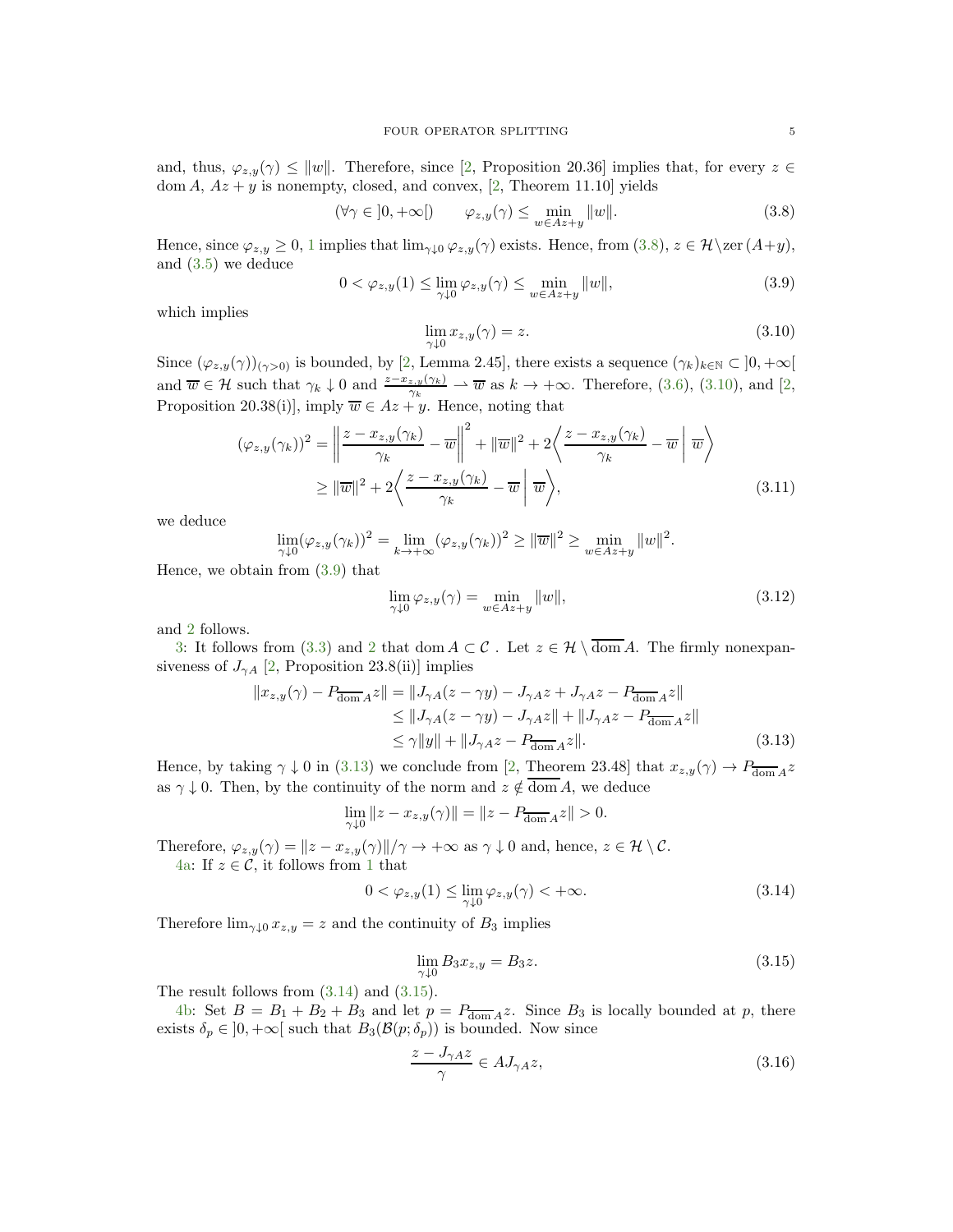and, thus, $\varphi_{z,y}(\gamma) \leq \|w\|$. Therefore, since [2, Proposition 20.36] implies that, for every $z \in \operatorname{dom} A$, $Az + y$ is nonempty, closed, and convex, [2, Theorem 11.10] yields

$$(\forall \gamma \in \,]0, +\infty[) \qquad \varphi_{z,y}(\gamma) \leq \min_{w \in Az+y} \|w\|. \tag{3.8}$$

Hence, since $\varphi_{z,y} \geq 0$, 1 implies that $\lim_{\gamma \downarrow 0} \varphi_{z,y}(\gamma)$ exists. Hence, from (3.8), $z \in \mathcal{H} \backslash \operatorname{zer}(A+y)$, and (3.5) we deduce

$$0 < \varphi_{z,y}(1) \leq \lim_{\gamma \downarrow 0} \varphi_{z,y}(\gamma) \leq \min_{w \in Az+y} \|w\|, \tag{3.9}$$

which implies

$$\lim_{\gamma \downarrow 0} x_{z,y}(\gamma) = z. \tag{3.10}$$

Since $(\varphi_{z,y}(\gamma))_{(\gamma > 0)}$ is bounded, by [2, Lemma 2.45], there exists a sequence $(\gamma_k)_{k \in \mathbb{N}} \subset \,]0, +\infty[$ and $\overline{w} \in \mathcal{H}$ such that $\gamma_k \downarrow 0$ and $\frac{z - x_{z,y}(\gamma_k)}{\gamma_k} \rightharpoonup \overline{w}$ as $k \to +\infty$. Therefore, (3.6), (3.10), and [2, Proposition 20.38(i)], imply $\overline{w} \in Az + y$. Hence, noting that

$$\begin{aligned}
(\varphi_{z,y}(\gamma_k))^2 &= \left\| \frac{z - x_{z,y}(\gamma_k)}{\gamma_k} - \overline{w} \right\|^2 + \|\overline{w}\|^2 + 2\left\langle \frac{z - x_{z,y}(\gamma_k)}{\gamma_k} - \overline{w} \;\middle|\; \overline{w} \right\rangle \\
&\geq \|\overline{w}\|^2 + 2\left\langle \frac{z - x_{z,y}(\gamma_k)}{\gamma_k} - \overline{w} \;\middle|\; \overline{w} \right\rangle,
\end{aligned} \tag{3.11}$$

we deduce

$$\lim_{\gamma \downarrow 0} (\varphi_{z,y}(\gamma_k))^2 = \lim_{k \to +\infty} (\varphi_{z,y}(\gamma_k))^2 \geq \|\overline{w}\|^2 \geq \min_{w \in Az+y} \|w\|^2.$$

Hence, we obtain from (3.9) that

$$\lim_{\gamma \downarrow 0} \varphi_{z,y}(\gamma) = \min_{w \in Az+y} \|w\|, \tag{3.12}$$

and 2 follows.

3: It follows from (3.3) and 2 that $\operatorname{dom} A \subset \mathcal{C}$ . Let $z \in \mathcal{H} \setminus \overline{\operatorname{dom}} A$. The firmly nonexpansiveness of $J_{\gamma A}$ [2, Proposition 23.8(ii)] implies

$$\begin{aligned}
\|x_{z,y}(\gamma) - P_{\overline{\operatorname{dom}} A} z\| &= \|J_{\gamma A}(z - \gamma y) - J_{\gamma A} z + J_{\gamma A} z - P_{\overline{\operatorname{dom}} A} z\| \\
&\leq \|J_{\gamma A}(z - \gamma y) - J_{\gamma A} z\| + \|J_{\gamma A} z - P_{\overline{\operatorname{dom}} A} z\| \\
&\leq \gamma \|y\| + \|J_{\gamma A} z - P_{\overline{\operatorname{dom}} A} z\|.
\end{aligned} \tag{3.13}$$

Hence, by taking $\gamma \downarrow 0$ in (3.13) we conclude from [2, Theorem 23.48] that $x_{z,y}(\gamma) \to P_{\overline{\operatorname{dom}} A} z$ as $\gamma \downarrow 0$. Then, by the continuity of the norm and $z \notin \overline{\operatorname{dom}} A$, we deduce

$$\lim_{\gamma \downarrow 0} \|z - x_{z,y}(\gamma)\| = \|z - P_{\overline{\operatorname{dom}} A} z\| > 0.$$

Therefore, $\varphi_{z,y}(\gamma) = \|z - x_{z,y}(\gamma)\|/\gamma \to +\infty$ as $\gamma \downarrow 0$ and, hence, $z \in \mathcal{H} \setminus \mathcal{C}$.

4a: If $z \in \mathcal{C}$, it follows from 1 that

$$0 < \varphi_{z,y}(1) \leq \lim_{\gamma \downarrow 0} \varphi_{z,y}(\gamma) < +\infty. \tag{3.14}$$

Therefore $\lim_{\gamma \downarrow 0} x_{z,y} = z$ and the continuity of $B_3$ implies

$$\lim_{\gamma \downarrow 0} B_3 x_{z,y} = B_3 z. \tag{3.15}$$

The result follows from (3.14) and (3.15).

4b: Set $B = B_1 + B_2 + B_3$ and let $p = P_{\overline{\operatorname{dom}} A} z$. Since $B_3$ is locally bounded at $p$, there exists $\delta_p \in \,]0, +\infty[$ such that $B_3(\mathcal{B}(p; \delta_p))$ is bounded. Now since

$$\frac{z - J_{\gamma A} z}{\gamma} \in A J_{\gamma A} z, \tag{3.16}$$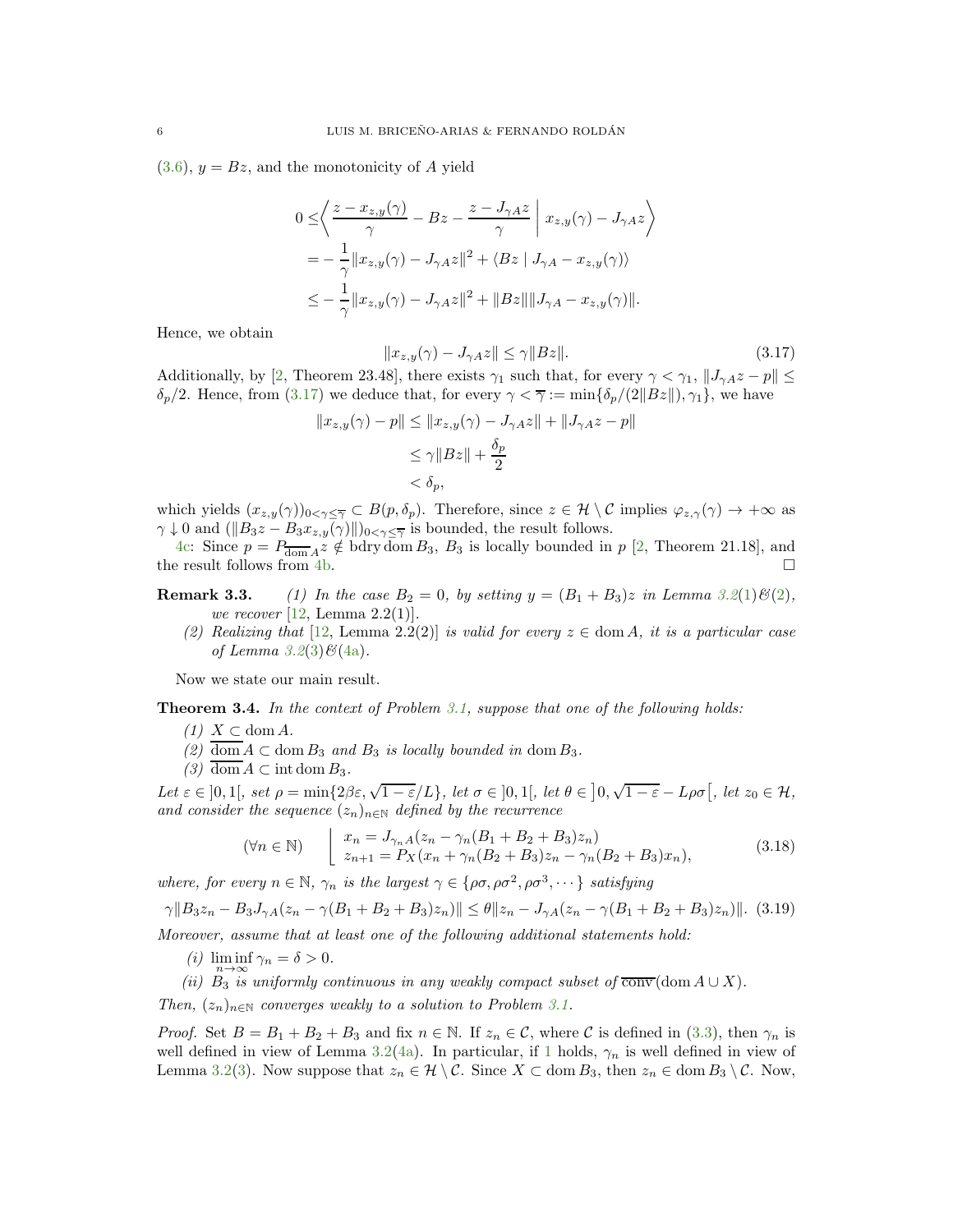(3.6), $y = Bz$, and the monotonicity of $A$ yield

$$
\begin{aligned}
0 \leq & \left\langle \frac{z - x_{z,y}(\gamma)}{\gamma} - Bz - \frac{z - J_{\gamma A} z}{\gamma} \;\middle|\; x_{z,y}(\gamma) - J_{\gamma A} z \right\rangle \\
= & -\frac{1}{\gamma}\|x_{z,y}(\gamma) - J_{\gamma A} z\|^2 + \langle Bz \mid J_{\gamma A} - x_{z,y}(\gamma)\rangle \\
\leq & -\frac{1}{\gamma}\|x_{z,y}(\gamma) - J_{\gamma A} z\|^2 + \|Bz\|\|J_{\gamma A} - x_{z,y}(\gamma)\|.
\end{aligned}
$$

Hence, we obtain

$$
\|x_{z,y}(\gamma) - J_{\gamma A} z\| \leq \gamma \|Bz\|. \tag{3.17}
$$

Additionally, by [2, Theorem 23.48], there exists $\gamma_1$ such that, for every $\gamma < \gamma_1$, $\|J_{\gamma A} z - p\| \leq \delta_p/2$. Hence, from (3.17) we deduce that, for every $\gamma < \overline{\gamma} := \min\{\delta_p/(2\|Bz\|), \gamma_1\}$, we have

$$
\begin{aligned}
\|x_{z,y}(\gamma) - p\| &\leq \|x_{z,y}(\gamma) - J_{\gamma A} z\| + \|J_{\gamma A} z - p\| \\
&\leq \gamma\|Bz\| + \frac{\delta_p}{2} \\
&< \delta_p,
\end{aligned}
$$

which yields $(x_{z,y}(\gamma))_{0<\gamma\leq\overline{\gamma}} \subset B(p, \delta_p)$. Therefore, since $z \in \mathcal{H} \setminus \mathcal{C}$ implies $\varphi_{z,\gamma}(\gamma) \to +\infty$ as $\gamma \downarrow 0$ and $(\|B_3 z - B_3 x_{z,y}(\gamma)\|)_{0<\gamma\leq\overline{\gamma}}$ is bounded, the result follows.

4c: Since $p = P_{\overline{\operatorname{dom} A}} z \notin \operatorname{bdry} \operatorname{dom} B_3$, $B_3$ is locally bounded in $p$ [2, Theorem 21.18], and the result follows from 4b. $\square$

**Remark 3.3.** *(1) In the case $B_2 = 0$, by setting $y = (B_1 + B_3)z$ in Lemma 3.2(1)&(2), we recover* [12, Lemma 2.2(1)].

*(2) Realizing that* [12, Lemma 2.2(2)] *is valid for every $z \in \operatorname{dom} A$, it is a particular case of Lemma 3.2(3)&(4a).*

Now we state our main result.

**Theorem 3.4.** *In the context of Problem 3.1, suppose that one of the following holds:*

*(1) $X \subset \operatorname{dom} A$.*

*(2) $\overline{\operatorname{dom} A} \subset \operatorname{dom} B_3$ and $B_3$ is locally bounded in $\operatorname{dom} B_3$.*

*(3) $\overline{\operatorname{dom} A} \subset \operatorname{int} \operatorname{dom} B_3$.*

*Let $\varepsilon \in \,]0,1[$, set $\rho = \min\{2\beta\varepsilon, \sqrt{1-\varepsilon}/L\}$, let $\sigma \in \,]0,1[$, let $\theta \in \,]0, \sqrt{1-\varepsilon} - L\rho\sigma[$, let $z_0 \in \mathcal{H}$, and consider the sequence $(z_n)_{n\in\mathbb{N}}$ defined by the recurrence*

$$
(\forall n \in \mathbb{N}) \quad \left\lfloor \begin{array}{l} x_n = J_{\gamma_n A}(z_n - \gamma_n(B_1 + B_2 + B_3)z_n) \\ z_{n+1} = P_X(x_n + \gamma_n(B_2 + B_3)z_n - \gamma_n(B_2 + B_3)x_n), \end{array} \right. \tag{3.18}
$$

*where, for every $n \in \mathbb{N}$, $\gamma_n$ is the largest $\gamma \in \{\rho\sigma, \rho\sigma^2, \rho\sigma^3, \cdots\}$ satisfying*

$$
\gamma\|B_3 z_n - B_3 J_{\gamma A}(z_n - \gamma(B_1 + B_2 + B_3)z_n)\| \leq \theta\|z_n - J_{\gamma A}(z_n - \gamma(B_1 + B_2 + B_3)z_n)\|. \tag{3.19}
$$

*Moreover, assume that at least one of the following additional statements hold:*

*(i) $\liminf\limits_{n\to\infty} \gamma_n = \delta > 0$.*

*(ii) $B_3$ is uniformly continuous in any weakly compact subset of $\overline{\operatorname{conv}}(\operatorname{dom} A \cup X)$.*

*Then, $(z_n)_{n\in\mathbb{N}}$ converges weakly to a solution to Problem 3.1.*

*Proof.* Set $B = B_1 + B_2 + B_3$ and fix $n \in \mathbb{N}$. If $z_n \in \mathcal{C}$, where $\mathcal{C}$ is defined in (3.3), then $\gamma_n$ is well defined in view of Lemma 3.2(4a). In particular, if 1 holds, $\gamma_n$ is well defined in view of Lemma 3.2(3). Now suppose that $z_n \in \mathcal{H} \setminus \mathcal{C}$. Since $X \subset \operatorname{dom} B_3$, then $z_n \in \operatorname{dom} B_3 \setminus \mathcal{C}$. Now,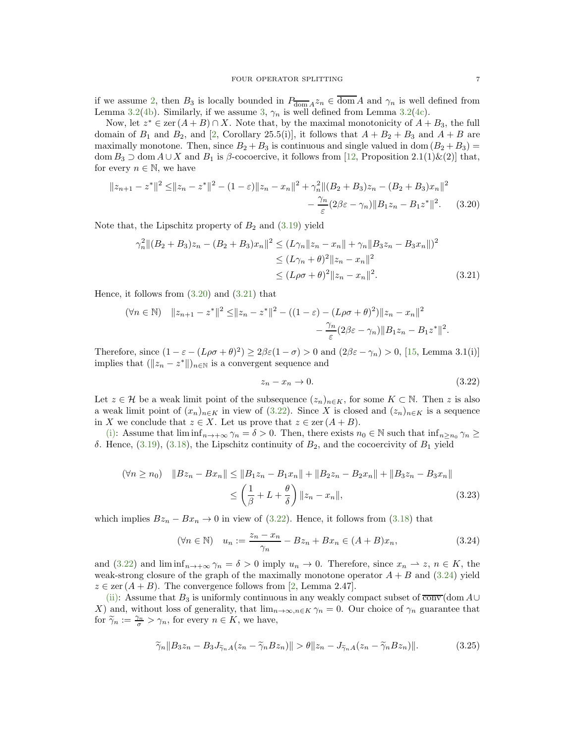if we assume 2, then $B_3$ is locally bounded in $P_{\overline{\operatorname{dom} A}} z_n \in \overline{\operatorname{dom} A}$ and $\gamma_n$ is well defined from Lemma 3.2(4b). Similarly, if we assume 3, $\gamma_n$ is well defined from Lemma 3.2(4c).

Now, let $z^* \in \operatorname{zer}(A+B) \cap X$. Note that, by the maximal monotonicity of $A + B_3$, the full domain of $B_1$ and $B_2$, and [2, Corollary 25.5(i)], it follows that $A + B_2 + B_3$ and $A + B$ are maximally monotone. Then, since $B_2 + B_3$ is continuous and single valued in $\operatorname{dom}(B_2 + B_3) = \operatorname{dom} B_3 \supset \operatorname{dom} A \cup X$ and $B_1$ is $\beta$-cocoercive, it follows from [12, Proposition 2.1(1)&(2)] that, for every $n \in \mathbb{N}$, we have

$$
\begin{aligned}
\|z_{n+1} - z^*\|^2 \leq & \|z_n - z^*\|^2 - (1-\varepsilon)\|z_n - x_n\|^2 + \gamma_n^2 \|(B_2+B_3)z_n - (B_2+B_3)x_n\|^2 \\
& - \frac{\gamma_n}{\varepsilon}(2\beta\varepsilon - \gamma_n)\|B_1 z_n - B_1 z^*\|^2. \qquad (3.20)
\end{aligned}
$$

Note that, the Lipschitz property of $B_2$ and (3.19) yield

$$
\begin{aligned}
\gamma_n^2 \|(B_2+B_3)z_n - (B_2+B_3)x_n\|^2 &\leq (L\gamma_n \|z_n - x_n\| + \gamma_n \|B_3 z_n - B_3 x_n\|)^2 \\
&\leq (L\gamma_n + \theta)^2 \|z_n - x_n\|^2 \\
&\leq (L\rho\sigma + \theta)^2 \|z_n - x_n\|^2. \qquad (3.21)
\end{aligned}
$$

Hence, it follows from (3.20) and (3.21) that

$$
\begin{aligned}
(\forall n \in \mathbb{N}) \quad \|z_{n+1} - z^*\|^2 \leq & \|z_n - z^*\|^2 - ((1-\varepsilon) - (L\rho\sigma + \theta)^2)\|z_n - x_n\|^2 \\
& - \frac{\gamma_n}{\varepsilon}(2\beta\varepsilon - \gamma_n)\|B_1 z_n - B_1 z^*\|^2.
\end{aligned}
$$

Therefore, since $(1 - \varepsilon - (L\rho\sigma + \theta)^2) \geq 2\beta\varepsilon(1-\sigma) > 0$ and $(2\beta\varepsilon - \gamma_n) > 0$, [15, Lemma 3.1(i)] implies that $(\|z_n - z^*\|)_{n \in \mathbb{N}}$ is a convergent sequence and

$$
z_n - x_n \to 0. \qquad (3.22)
$$

Let $z \in \mathcal{H}$ be a weak limit point of the subsequence $(z_n)_{n \in K}$, for some $K \subset \mathbb{N}$. Then $z$ is also a weak limit point of $(x_n)_{n \in K}$ in view of (3.22). Since $X$ is closed and $(z_n)_{n \in K}$ is a sequence in $X$ we conclude that $z \in X$. Let us prove that $z \in \operatorname{zer}(A+B)$.

(i): Assume that $\liminf_{n \to +\infty} \gamma_n = \delta > 0$. Then, there exists $n_0 \in \mathbb{N}$ such that $\inf_{n \geq n_0} \gamma_n \geq \delta$. Hence, (3.19), (3.18), the Lipschitz continuity of $B_2$, and the cocoercivity of $B_1$ yield

$$
\begin{aligned}
(\forall n \geq n_0) \quad \|Bz_n - Bx_n\| &\leq \|B_1 z_n - B_1 x_n\| + \|B_2 z_n - B_2 x_n\| + \|B_3 z_n - B_3 x_n\| \\
&\leq \left(\frac{1}{\beta} + L + \frac{\theta}{\delta}\right)\|z_n - x_n\|, \qquad (3.23)
\end{aligned}
$$

which implies $Bz_n - Bx_n \to 0$ in view of (3.22). Hence, it follows from (3.18) that

$$
(\forall n \in \mathbb{N}) \quad u_n := \frac{z_n - x_n}{\gamma_n} - Bz_n + Bx_n \in (A+B)x_n, \qquad (3.24)
$$

and (3.22) and $\liminf_{n \to +\infty} \gamma_n = \delta > 0$ imply $u_n \to 0$. Therefore, since $x_n \rightharpoonup z$, $n \in K$, the weak-strong closure of the graph of the maximally monotone operator $A + B$ and (3.24) yield $z \in \operatorname{zer}(A+B)$. The convergence follows from [2, Lemma 2.47].

(ii): Assume that $B_3$ is uniformly continuous in any weakly compact subset of $\overline{\operatorname{conv}}(\operatorname{dom} A \cup X)$ and, without loss of generality, that $\lim_{n \to \infty, n \in K} \gamma_n = 0$. Our choice of $\gamma_n$ guarantee that for $\widetilde{\gamma}_n := \frac{\gamma_n}{\sigma} > \gamma_n$, for every $n \in K$, we have,

$$
\widetilde{\gamma}_n \|B_3 z_n - B_3 J_{\widetilde{\gamma}_n A}(z_n - \widetilde{\gamma}_n B z_n)\| > \theta \|z_n - J_{\widetilde{\gamma}_n A}(z_n - \widetilde{\gamma}_n B z_n)\|. \qquad (3.25)
$$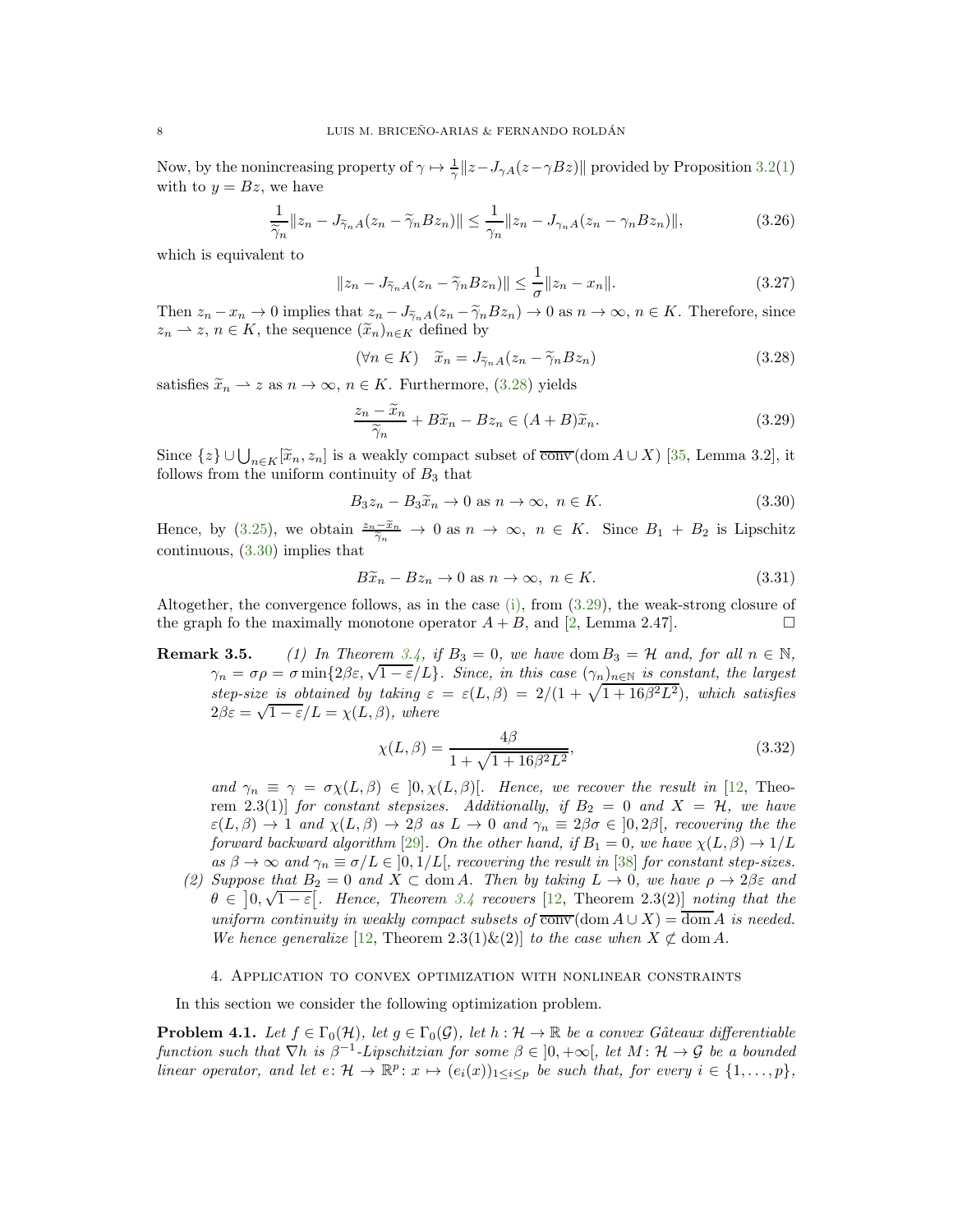Now, by the nonincreasing property of $\gamma \mapsto \frac{1}{\gamma}\|z - J_{\gamma A}(z-\gamma Bz)\|$ provided by Proposition 3.2(1) with to $y = Bz$, we have

$$\frac{1}{\widetilde{\gamma}_n}\|z_n - J_{\widetilde{\gamma}_n A}(z_n - \widetilde{\gamma}_n Bz_n)\| \leq \frac{1}{\gamma_n}\|z_n - J_{\gamma_n A}(z_n - \gamma_n Bz_n)\|, \tag{3.26}$$

which is equivalent to

$$\|z_n - J_{\widetilde{\gamma}_n A}(z_n - \widetilde{\gamma}_n Bz_n)\| \leq \frac{1}{\sigma}\|z_n - x_n\|. \tag{3.27}$$

Then $z_n - x_n \to 0$ implies that $z_n - J_{\widetilde{\gamma}_n A}(z_n - \widetilde{\gamma}_n Bz_n) \to 0$ as $n \to \infty$, $n \in K$. Therefore, since $z_n \rightharpoonup z$, $n \in K$, the sequence $(\widetilde{x}_n)_{n\in K}$ defined by

$$(\forall n \in K) \quad \widetilde{x}_n = J_{\widetilde{\gamma}_n A}(z_n - \widetilde{\gamma}_n Bz_n) \tag{3.28}$$

satisfies $\widetilde{x}_n \rightharpoonup z$ as $n \to \infty$, $n \in K$. Furthermore, (3.28) yields

$$\frac{z_n - \widetilde{x}_n}{\widetilde{\gamma}_n} + B\widetilde{x}_n - Bz_n \in (A+B)\widetilde{x}_n. \tag{3.29}$$

Since $\{z\} \cup \bigcup_{n\in K}[\widetilde{x}_n, z_n]$ is a weakly compact subset of $\overline{\operatorname{conv}}(\operatorname{dom} A \cup X)$ [35, Lemma 3.2], it follows from the uniform continuity of $B_3$ that

$$B_3 z_n - B_3\widetilde{x}_n \to 0 \text{ as } n \to \infty, \ n \in K. \tag{3.30}$$

Hence, by (3.25), we obtain $\frac{z_n - \widetilde{x}_n}{\widetilde{\gamma}_n} \to 0$ as $n \to \infty$, $n \in K$. Since $B_1 + B_2$ is Lipschitz continuous, (3.30) implies that

$$B\widetilde{x}_n - Bz_n \to 0 \text{ as } n \to \infty, \ n \in K. \tag{3.31}$$

Altogether, the convergence follows, as in the case (i), from (3.29), the weak-strong closure of the graph fo the maximally monotone operator $A + B$, and [2, Lemma 2.47]. $\square$

**Remark 3.5.** *(1) In Theorem 3.4, if $B_3 = 0$, we have $\operatorname{dom} B_3 = \mathcal{H}$ and, for all $n \in \mathbb{N}$, $\gamma_n = \sigma\rho = \sigma \min\{2\beta\varepsilon, \sqrt{1-\varepsilon}/L\}$. Since, in this case $(\gamma_n)_{n\in\mathbb{N}}$ is constant, the largest step-size is obtained by taking $\varepsilon = \varepsilon(L,\beta) = 2/(1+\sqrt{1+16\beta^2L^2})$, which satisfies $2\beta\varepsilon = \sqrt{1-\varepsilon}/L = \chi(L,\beta)$, where*

$$\chi(L,\beta) = \frac{4\beta}{1+\sqrt{1+16\beta^2L^2}}, \tag{3.32}$$

*and $\gamma_n \equiv \gamma = \sigma\chi(L,\beta) \in \left]0, \chi(L,\beta)\right[$. Hence, we recover the result in [12, Theorem 2.3(1)] for constant stepsizes. Additionally, if $B_2 = 0$ and $X = \mathcal{H}$, we have $\varepsilon(L,\beta) \to 1$ and $\chi(L,\beta) \to 2\beta$ as $L \to 0$ and $\gamma_n \equiv 2\beta\sigma \in \left]0, 2\beta\right[$, recovering the the forward backward algorithm [29]. On the other hand, if $B_1 = 0$, we have $\chi(L,\beta) \to 1/L$ as $\beta \to \infty$ and $\gamma_n \equiv \sigma/L \in \left]0, 1/L\right[$, recovering the result in [38] for constant step-sizes.*

*(2) Suppose that $B_2 = 0$ and $X \subset \operatorname{dom} A$. Then by taking $L \to 0$, we have $\rho \to 2\beta\varepsilon$ and $\theta \in \left]0, \sqrt{1-\varepsilon}\right[$. Hence, Theorem 3.4 recovers [12, Theorem 2.3(2)] noting that the uniform continuity in weakly compact subsets of $\overline{\operatorname{conv}}(\operatorname{dom} A \cup X) = \overline{\operatorname{dom}} A$ is needed. We hence generalize [12, Theorem 2.3(1)&(2)] to the case when $X \not\subset \operatorname{dom} A$.*

## 4. Application to convex optimization with nonlinear constraints

In this section we consider the following optimization problem.

**Problem 4.1.** *Let $f \in \Gamma_0(\mathcal{H})$, let $g \in \Gamma_0(\mathcal{G})$, let $h \colon \mathcal{H} \to \mathbb{R}$ be a convex Gâteaux differentiable function such that $\nabla h$ is $\beta^{-1}$-Lipschitzian for some $\beta \in \left]0, +\infty\right[$, let $M \colon \mathcal{H} \to \mathcal{G}$ be a bounded linear operator, and let $e \colon \mathcal{H} \to \mathbb{R}^p \colon x \mapsto (e_i(x))_{1\leq i\leq p}$ be such that, for every $i \in \{1,\ldots,p\}$,*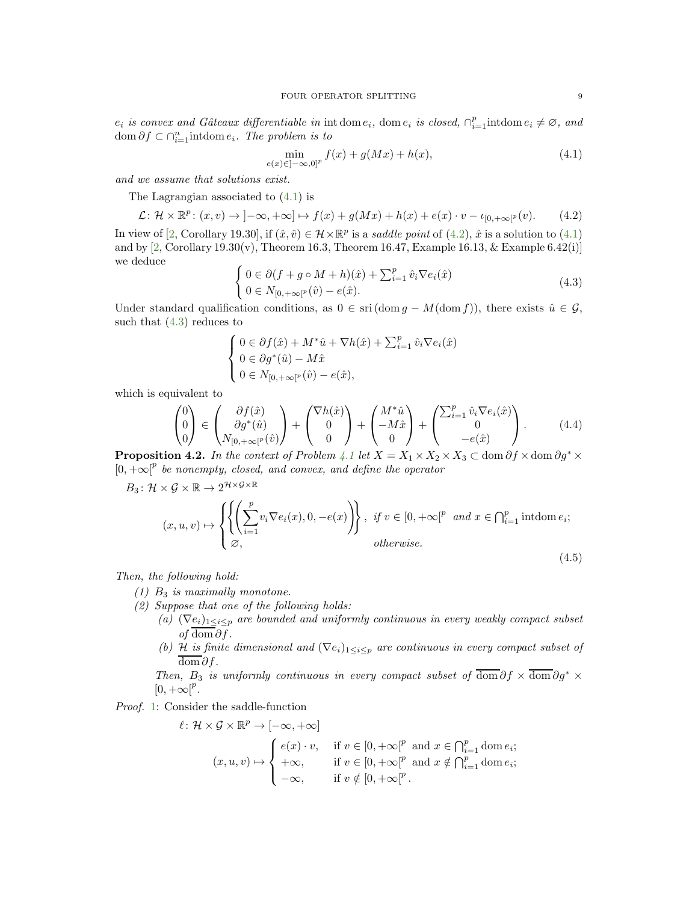$e_i$ *is convex and Gâteaux differentiable in* $\operatorname{int}\operatorname{dom} e_i$, $\operatorname{dom} e_i$ *is closed,* $\cap_{i=1}^p \operatorname{intdom} e_i \neq \varnothing$, *and* $\operatorname{dom}\partial f \subset \cap_{i=1}^n \operatorname{intdom} e_i$. *The problem is to*

$$\min_{e(x)\in ]-\infty,0]^p} f(x) + g(Mx) + h(x), \tag{4.1}$$

*and we assume that solutions exist.*

The Lagrangian associated to (4.1) is

$$\mathcal{L}\colon \mathcal{H}\times\mathbb{R}^p\colon (x,v)\to ]-\infty,+\infty] \mapsto f(x)+g(Mx)+h(x)+e(x)\cdot v - \iota_{[0,+\infty[^p}(v). \tag{4.2}$$

In view of [2, Corollary 19.30], if $(\hat{x},\hat{v})\in\mathcal{H}\times\mathbb{R}^p$ is a *saddle point* of (4.2), $\hat{x}$ is a solution to (4.1) and by [2, Corollary 19.30(v), Theorem 16.3, Theorem 16.47, Example 16.13, & Example 6.42(i)] we deduce

$$\begin{cases} 0\in \partial(f+g\circ M+h)(\hat{x}) + \sum_{i=1}^p \hat{v}_i\nabla e_i(\hat{x}) \\ 0\in N_{[0,+\infty[^p}(\hat{v}) - e(\hat{x}). \end{cases} \tag{4.3}$$

Under standard qualification conditions, as $0\in\operatorname{sri}(\operatorname{dom} g - M(\operatorname{dom} f))$, there exists $\hat{u}\in\mathcal{G}$, such that (4.3) reduces to

$$\begin{cases} 0\in \partial f(\hat{x}) + M^*\hat{u} + \nabla h(\hat{x}) + \sum_{i=1}^p \hat{v}_i\nabla e_i(\hat{x}) \\ 0\in\partial g^*(\hat{u}) - M\hat{x} \\ 0\in N_{[0,+\infty[^p}(\hat{v}) - e(\hat{x}), \end{cases}$$

which is equivalent to

$$\begin{pmatrix}0\\0\\0\end{pmatrix}\in\begin{pmatrix}\partial f(\hat{x})\\ \partial g^*(\hat{u})\\ N_{[0,+\infty[^p}(\hat{v})\end{pmatrix} + \begin{pmatrix}\nabla h(\hat{x})\\0\\0\end{pmatrix} + \begin{pmatrix}M^*\hat{u}\\-M\hat{x}\\0\end{pmatrix} + \begin{pmatrix}\sum_{i=1}^p\hat{v}_i\nabla e_i(\hat{x})\\0\\-e(\hat{x})\end{pmatrix}. \tag{4.4}$$

**Proposition 4.2.** *In the context of Problem 4.1 let* $X = X_1\times X_2\times X_3\subset \operatorname{dom}\partial f\times\operatorname{dom}\partial g^*\times [0,+\infty[^p$ *be nonempty, closed, and convex, and define the operator*

$$B_3\colon \mathcal{H}\times\mathcal{G}\times\mathbb{R}\to 2^{\mathcal{H}\times\mathcal{G}\times\mathbb{R}}$$
$$(x,u,v)\mapsto \begin{cases}\left\{\left(\sum_{i=1}^p v_i\nabla e_i(x), 0, -e(x)\right)\right\}, & \text{if } v\in[0,+\infty[^p \text{ and } x\in\bigcap_{i=1}^p \operatorname{intdom} e_i;\\ \varnothing, & \text{otherwise.}\end{cases} \tag{4.5}$$

*Then, the following hold:*

*(1)* $B_3$ *is maximally monotone.*

*(2) Suppose that one of the following holds:*
  - *(a)* $(\nabla e_i)_{1\le i\le p}$ *are bounded and uniformly continuous in every weakly compact subset of* $\overline{\operatorname{dom}\partial f}$.
  - *(b)* $\mathcal{H}$ *is finite dimensional and* $(\nabla e_i)_{1\le i\le p}$ *are continuous in every compact subset of* $\overline{\operatorname{dom}}\partial f$.

  *Then,* $B_3$ *is uniformly continuous in every compact subset of* $\overline{\operatorname{dom}}\partial f\times\overline{\operatorname{dom}}\partial g^*\times [0,+\infty[^p$.

*Proof.* 1: Consider the saddle-function

$$\ell\colon \mathcal{H}\times\mathcal{G}\times\mathbb{R}^p\to[-\infty,+\infty]$$
$$(x,u,v)\mapsto\begin{cases} e(x)\cdot v, & \text{if } v\in[0,+\infty[^p \text{ and } x\in\bigcap_{i=1}^p\operatorname{dom} e_i;\\ +\infty, & \text{if } v\in[0,+\infty[^p \text{ and } x\notin\bigcap_{i=1}^p\operatorname{dom} e_i;\\ -\infty, & \text{if } v\notin[0,+\infty[^p.\end{cases}$$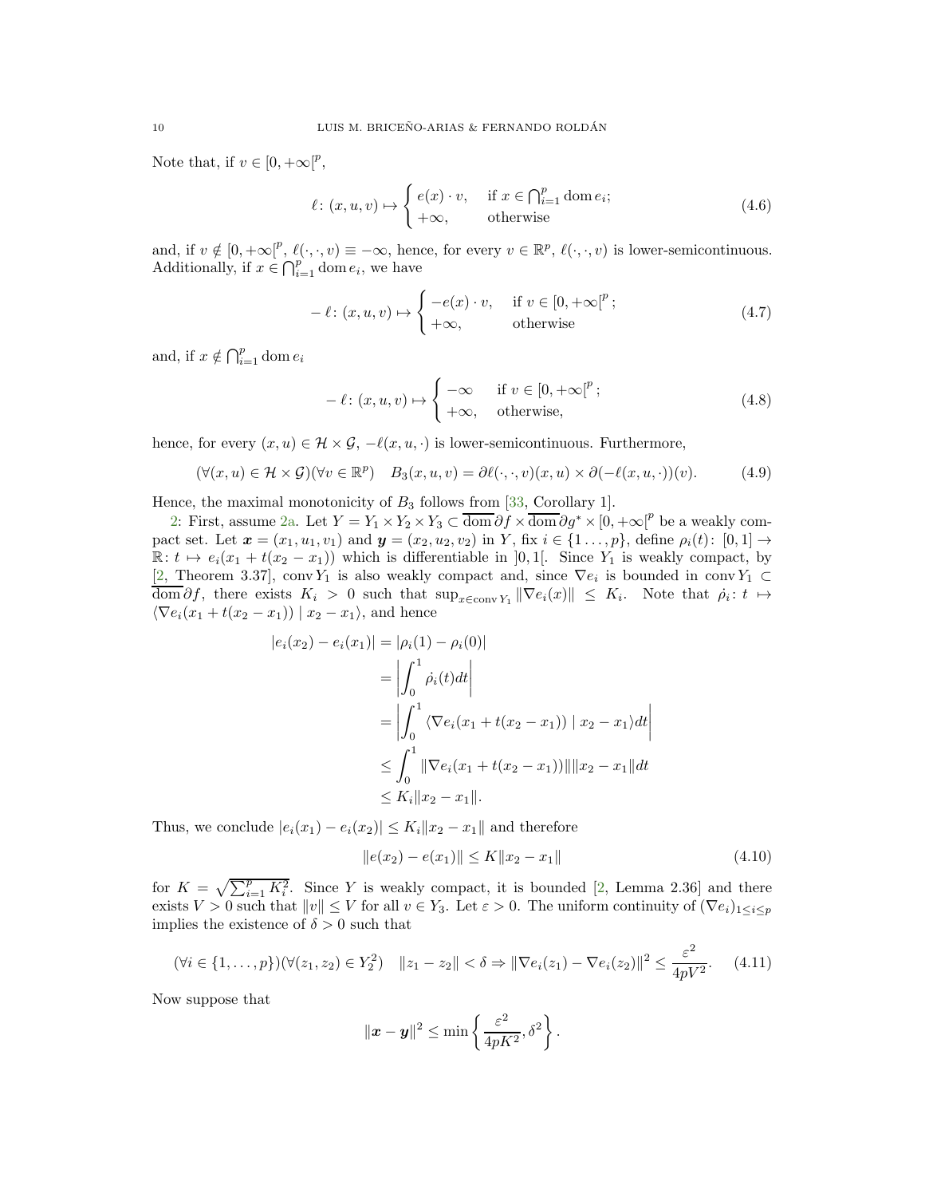Note that, if $v \in [0,+\infty[^p$,

$$\ell\colon (x,u,v) \mapsto \begin{cases} e(x)\cdot v, & \text{if } x \in \bigcap_{i=1}^p \operatorname{dom} e_i;\\ +\infty, & \text{otherwise}\end{cases} \tag{4.6}$$

and, if $v \notin [0,+\infty[^p$, $\ell(\cdot,\cdot,v) \equiv -\infty$, hence, for every $v \in \mathbb{R}^p$, $\ell(\cdot,\cdot,v)$ is lower-semicontinuous. Additionally, if $x \in \bigcap_{i=1}^p \operatorname{dom} e_i$, we have

$$-\ell\colon (x,u,v) \mapsto \begin{cases} -e(x)\cdot v, & \text{if } v \in [0,+\infty[^p\,;\\ +\infty, & \text{otherwise}\end{cases} \tag{4.7}$$

and, if $x \notin \bigcap_{i=1}^p \operatorname{dom} e_i$

$$-\ell\colon (x,u,v) \mapsto \begin{cases} -\infty & \text{if } v \in [0,+\infty[^p\,;\\ +\infty, & \text{otherwise,}\end{cases} \tag{4.8}$$

hence, for every $(x,u) \in \mathcal{H}\times\mathcal{G}$, $-\ell(x,u,\cdot)$ is lower-semicontinuous. Furthermore,

$$(\forall (x,u) \in \mathcal{H}\times\mathcal{G})(\forall v \in \mathbb{R}^p) \quad B_3(x,u,v) = \partial\ell(\cdot,\cdot,v)(x,u) \times \partial(-\ell(x,u,\cdot))(v). \tag{4.9}$$

Hence, the maximal monotonicity of $B_3$ follows from [33, Corollary 1].

2: First, assume 2a. Let $Y = Y_1\times Y_2\times Y_3 \subset \overline{\operatorname{dom}}\,\partial f \times \overline{\operatorname{dom}}\,\partial g^* \times [0,+\infty[^p$ be a weakly compact set. Let $\boldsymbol{x} = (x_1,u_1,v_1)$ and $\boldsymbol{y} = (x_2,u_2,v_2)$ in $Y$, fix $i \in \{1\ldots,p\}$, define $\rho_i(t)\colon [0,1] \to \mathbb{R}\colon t \mapsto e_i(x_1+t(x_2-x_1))$ which is differentiable in $]0,1[$. Since $Y_1$ is weakly compact, by [2, Theorem 3.37], $\operatorname{conv} Y_1$ is also weakly compact and, since $\nabla e_i$ is bounded in $\operatorname{conv} Y_1 \subset \overline{\operatorname{dom}}\,\partial f$, there exists $K_i > 0$ such that $\sup_{x\in\operatorname{conv} Y_1}\|\nabla e_i(x)\| \le K_i$. Note that $\dot\rho_i\colon t \mapsto \langle \nabla e_i(x_1+t(x_2-x_1)) \mid x_2-x_1\rangle$, and hence

$$\begin{aligned}
|e_i(x_2)-e_i(x_1)| &= |\rho_i(1)-\rho_i(0)|\\
&= \left|\int_0^1 \dot\rho_i(t)dt\right|\\
&= \left|\int_0^1 \langle \nabla e_i(x_1+t(x_2-x_1)) \mid x_2-x_1\rangle dt\right|\\
&\le \int_0^1 \|\nabla e_i(x_1+t(x_2-x_1))\|\|x_2-x_1\|dt\\
&\le K_i\|x_2-x_1\|.
\end{aligned}$$

Thus, we conclude $|e_i(x_1)-e_i(x_2)| \le K_i\|x_2-x_1\|$ and therefore

$$\|e(x_2)-e(x_1)\| \le K\|x_2-x_1\| \tag{4.10}$$

for $K = \sqrt{\sum_{i=1}^p K_i^2}$. Since $Y$ is weakly compact, it is bounded [2, Lemma 2.36] and there exists $V > 0$ such that $\|v\| \le V$ for all $v \in Y_3$. Let $\varepsilon > 0$. The uniform continuity of $(\nabla e_i)_{1\le i\le p}$ implies the existence of $\delta > 0$ such that

$$(\forall i \in \{1,\ldots,p\})(\forall (z_1,z_2) \in Y_2^2) \quad \|z_1-z_2\| < \delta \Rightarrow \|\nabla e_i(z_1)-\nabla e_i(z_2)\|^2 \le \frac{\varepsilon^2}{4pV^2}. \tag{4.11}$$

Now suppose that

$$\|\boldsymbol{x}-\boldsymbol{y}\|^2 \le \min\left\{\frac{\varepsilon^2}{4pK^2},\delta^2\right\}.$$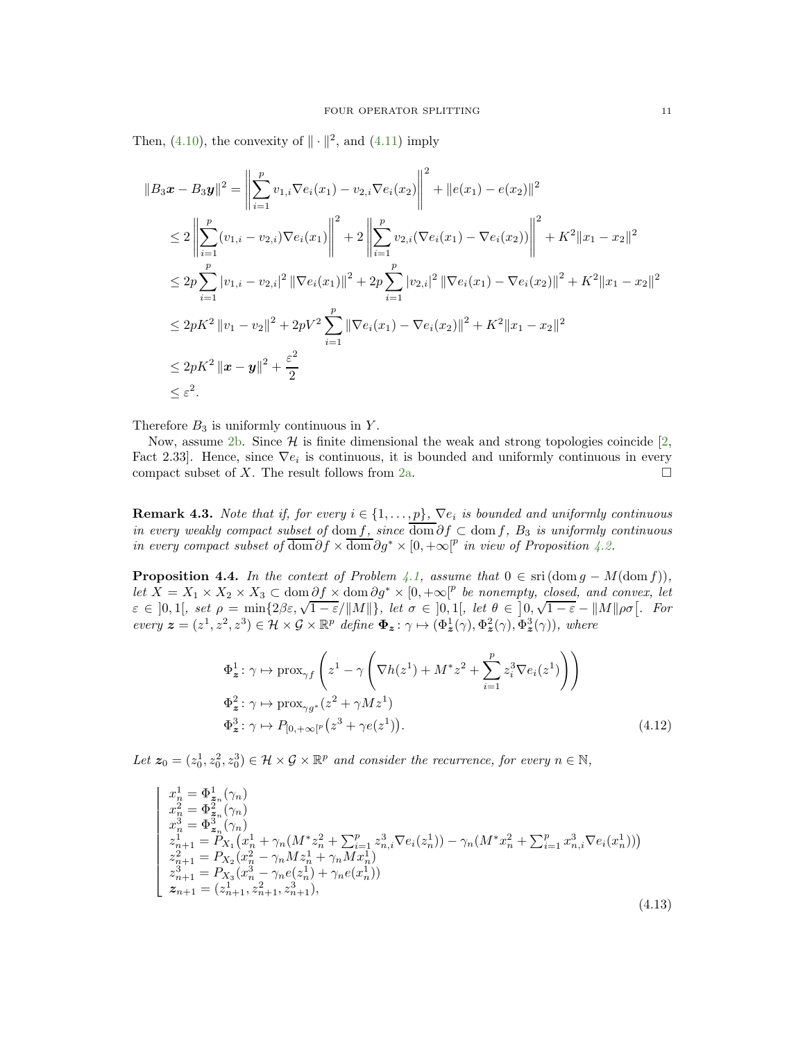Then, (4.10), the convexity of $\|\cdot\|^2$, and (4.11) imply

$$
\begin{aligned}
\|B_3\boldsymbol{x} - B_3\boldsymbol{y}\|^2 &= \left\|\sum_{i=1}^p v_{1,i}\nabla e_i(x_1) - v_{2,i}\nabla e_i(x_2)\right\|^2 + \|e(x_1) - e(x_2)\|^2 \\
&\leq 2\left\|\sum_{i=1}^p (v_{1,i} - v_{2,i})\nabla e_i(x_1)\right\|^2 + 2\left\|\sum_{i=1}^p v_{2,i}(\nabla e_i(x_1) - \nabla e_i(x_2))\right\|^2 + K^2\|x_1 - x_2\|^2 \\
&\leq 2p\sum_{i=1}^p |v_{1,i} - v_{2,i}|^2 \|\nabla e_i(x_1)\|^2 + 2p\sum_{i=1}^p |v_{2,i}|^2 \|\nabla e_i(x_1) - \nabla e_i(x_2)\|^2 + K^2\|x_1 - x_2\|^2 \\
&\leq 2pK^2 \|v_1 - v_2\|^2 + 2pV^2 \sum_{i=1}^p \|\nabla e_i(x_1) - \nabla e_i(x_2)\|^2 + K^2\|x_1 - x_2\|^2 \\
&\leq 2pK^2 \|\boldsymbol{x} - \boldsymbol{y}\|^2 + \frac{\varepsilon^2}{2} \\
&\leq \varepsilon^2.
\end{aligned}
$$

Therefore $B_3$ is uniformly continuous in $Y$.

Now, assume 2b. Since $\mathcal{H}$ is finite dimensional the weak and strong topologies coincide [2, Fact 2.33]. Hence, since $\nabla e_i$ is continuous, it is bounded and uniformly continuous in every compact subset of $X$. The result follows from 2a. $\square$

**Remark 4.3.** *Note that if, for every $i \in \{1, \ldots, p\}$, $\nabla e_i$ is bounded and uniformly continuous in every weakly compact subset of $\overline{\operatorname{dom} f}$, since $\overline{\operatorname{dom}\partial f} \subset \operatorname{dom} f$, $B_3$ is uniformly continuous in every compact subset of $\overline{\operatorname{dom}\partial f} \times \overline{\operatorname{dom}\partial g^*} \times [0, +\infty[^p$ in view of Proposition 4.2.*

**Proposition 4.4.** *In the context of Problem 4.1, assume that $0 \in \operatorname{sri}(\operatorname{dom} g - M(\operatorname{dom} f))$, let $X = X_1 \times X_2 \times X_3 \subset \operatorname{dom}\partial f \times \operatorname{dom}\partial g^* \times [0, +\infty[^p$ be nonempty, closed, and convex, let $\varepsilon \in \,]0, 1[$, set $\rho = \min\{2\beta\varepsilon, \sqrt{1-\varepsilon}/\|M\|\}$, let $\sigma \in \,]0, 1[$, let $\theta \in \,]0, \sqrt{1-\varepsilon} - \|M\|\rho\sigma[$. For every $\boldsymbol{z} = (z^1, z^2, z^3) \in \mathcal{H} \times \mathcal{G} \times \mathbb{R}^p$ define $\boldsymbol{\Phi}_{\boldsymbol{z}} \colon \gamma \mapsto (\Phi^1_{\boldsymbol{z}}(\gamma), \Phi^2_{\boldsymbol{z}}(\gamma), \Phi^3_{\boldsymbol{z}}(\gamma))$, where*

$$
\begin{aligned}
&\Phi^1_{\boldsymbol{z}} \colon \gamma \mapsto \operatorname{prox}_{\gamma f}\left(z^1 - \gamma\left(\nabla h(z^1) + M^* z^2 + \sum_{i=1}^p z^3_i \nabla e_i(z^1)\right)\right) \\
&\Phi^2_{\boldsymbol{z}} \colon \gamma \mapsto \operatorname{prox}_{\gamma g^*}(z^2 + \gamma M z^1) \\
&\Phi^3_{\boldsymbol{z}} \colon \gamma \mapsto P_{[0,+\infty[^p}\big(z^3 + \gamma e(z^1)\big).
\end{aligned}
\tag{4.12}
$$

*Let $\boldsymbol{z}_0 = (z^1_0, z^2_0, z^3_0) \in \mathcal{H} \times \mathcal{G} \times \mathbb{R}^p$ and consider the recurrence, for every $n \in \mathbb{N}$,*

$$
\left\lfloor
\begin{aligned}
&x^1_n = \Phi^1_{\boldsymbol{z}_n}(\gamma_n) \\
&x^2_n = \Phi^2_{\boldsymbol{z}_n}(\gamma_n) \\
&x^3_n = \Phi^3_{\boldsymbol{z}_n}(\gamma_n) \\
&z^1_{n+1} = P_{X_1}\big(x^1_n + \gamma_n(M^* z^2_n + \textstyle\sum_{i=1}^p z^3_{n,i}\nabla e_i(z^1_n)) - \gamma_n(M^* x^2_n + \textstyle\sum_{i=1}^p x^3_{n,i}\nabla e_i(x^1_n))\big) \\
&z^2_{n+1} = P_{X_2}(x^2_n - \gamma_n M z^1_n + \gamma_n M x^1_n) \\
&z^3_{n+1} = P_{X_3}(x^3_n - \gamma_n e(z^1_n) + \gamma_n e(x^1_n)) \\
&\boldsymbol{z}_{n+1} = (z^1_{n+1}, z^2_{n+1}, z^3_{n+1}),
\end{aligned}
\right.
\tag{4.13}
$$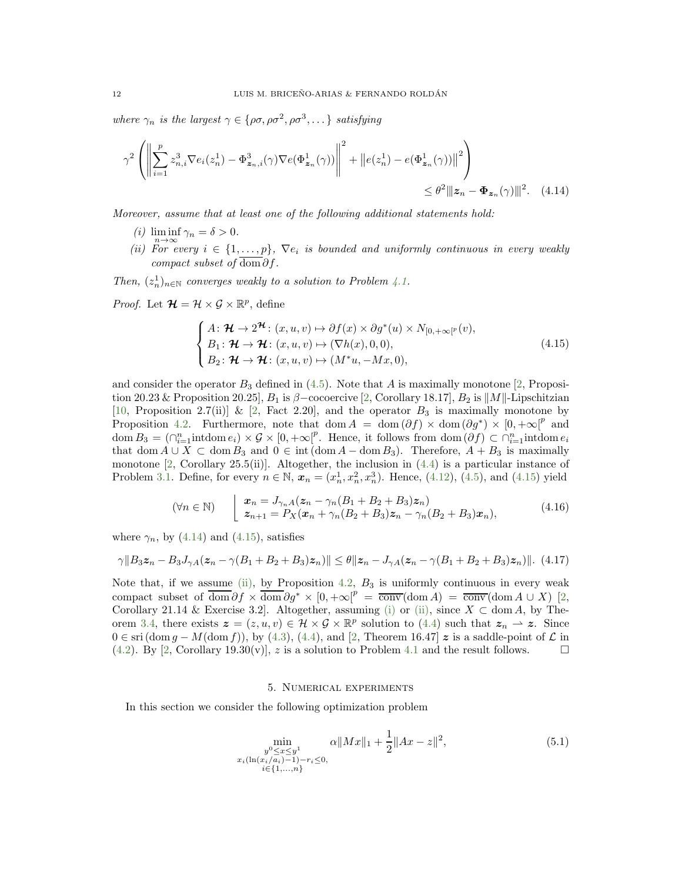*where $\gamma_n$ is the largest $\gamma \in \{\rho\sigma, \rho\sigma^2, \rho\sigma^3, \dots\}$ satisfying*

$$\gamma^2 \left( \left\| \sum_{i=1}^{p} z_{n,i}^3 \nabla e_i(z_n^1) - \Phi^3_{\boldsymbol{z}_n,i}(\gamma) \nabla e(\Phi^1_{\boldsymbol{z}_n}(\gamma)) \right\|^2 + \left\| e(z_n^1) - e(\Phi^1_{\boldsymbol{z}_n}(\gamma)) \right\|^2 \right) \leq \theta^2 \|\!| \boldsymbol{z}_n - \boldsymbol{\Phi}_{\boldsymbol{z}_n}(\gamma) |\!\|^2. \quad (4.14)$$

*Moreover, assume that at least one of the following additional statements hold:*

*(i)* $\liminf_{n\to\infty} \gamma_n = \delta > 0$.

*(ii) For every $i \in \{1, \dots, p\}$, $\nabla e_i$ is bounded and uniformly continuous in every weakly compact subset of $\overline{\operatorname{dom}}\,\partial f$.*

*Then, $(z_n^1)_{n\in\mathbb{N}}$ converges weakly to a solution to Problem 4.1.*

*Proof.* Let $\boldsymbol{\mathcal{H}} = \mathcal{H} \times \mathcal{G} \times \mathbb{R}^p$, define

$$\begin{cases} A \colon \boldsymbol{\mathcal{H}} \to 2^{\boldsymbol{\mathcal{H}}} \colon (x, u, v) \mapsto \partial f(x) \times \partial g^*(u) \times N_{[0,+\infty[^p}(v), \\ B_1 \colon \boldsymbol{\mathcal{H}} \to \boldsymbol{\mathcal{H}} \colon (x, u, v) \mapsto (\nabla h(x), 0, 0), \\ B_2 \colon \boldsymbol{\mathcal{H}} \to \boldsymbol{\mathcal{H}} \colon (x, u, v) \mapsto (M^* u, -Mx, 0), \end{cases} \quad (4.15)$$

and consider the operator $B_3$ defined in (4.5). Note that $A$ is maximally monotone [2, Proposition 20.23 & Proposition 20.25], $B_1$ is $\beta-$cocoercive [2, Corollary 18.17], $B_2$ is $\|M\|$-Lipschitzian [10, Proposition 2.7(ii)] & [2, Fact 2.20], and the operator $B_3$ is maximally monotone by Proposition 4.2. Furthermore, note that $\operatorname{dom} A = \operatorname{dom}(\partial f) \times \operatorname{dom}(\partial g^*) \times [0, +\infty[^p$ and $\operatorname{dom} B_3 = (\cap_{i=1}^n \operatorname{int}\operatorname{dom} e_i) \times \mathcal{G} \times [0, +\infty[^p$. Hence, it follows from $\operatorname{dom}(\partial f) \subset \cap_{i=1}^n \operatorname{int}\operatorname{dom} e_i$ that $\operatorname{dom} A \cup X \subset \operatorname{dom} B_3$ and $0 \in \operatorname{int}(\operatorname{dom} A - \operatorname{dom} B_3)$. Therefore, $A + B_3$ is maximally monotone [2, Corollary 25.5(ii)]. Altogether, the inclusion in (4.4) is a particular instance of Problem 3.1. Define, for every $n \in \mathbb{N}$, $\boldsymbol{x}_n = (x_n^1, x_n^2, x_n^3)$. Hence, (4.12), (4.5), and (4.15) yield

$$(\forall n \in \mathbb{N}) \quad \left\lfloor \begin{array}{l} \boldsymbol{x}_n = J_{\gamma_n A}(\boldsymbol{z}_n - \gamma_n(B_1 + B_2 + B_3)\boldsymbol{z}_n) \\ \boldsymbol{z}_{n+1} = P_X(\boldsymbol{x}_n + \gamma_n(B_2 + B_3)\boldsymbol{z}_n - \gamma_n(B_2 + B_3)\boldsymbol{x}_n), \end{array} \right. \quad (4.16)$$

where $\gamma_n$, by (4.14) and (4.15), satisfies

$$\gamma \|B_3 \boldsymbol{z}_n - B_3 J_{\gamma A}(\boldsymbol{z}_n - \gamma(B_1 + B_2 + B_3)\boldsymbol{z}_n)\| \leq \theta \|\boldsymbol{z}_n - J_{\gamma A}(\boldsymbol{z}_n - \gamma(B_1 + B_2 + B_3)\boldsymbol{z}_n)\|. \quad (4.17)$$

Note that, if we assume (ii), by Proposition 4.2, $B_3$ is uniformly continuous in every weak compact subset of $\overline{\operatorname{dom}}\,\partial f \times \overline{\operatorname{dom}}\,\partial g^* \times [0, +\infty[^p = \overline{\operatorname{conv}}(\operatorname{dom} A) = \overline{\operatorname{conv}}(\operatorname{dom} A \cup X)$ [2, Corollary 21.14 & Exercise 3.2]. Altogether, assuming (i) or (ii), since $X \subset \operatorname{dom} A$, by Theorem 3.4, there exists $\boldsymbol{z} = (z, u, v) \in \mathcal{H} \times \mathcal{G} \times \mathbb{R}^p$ solution to (4.4) such that $\boldsymbol{z}_n \rightharpoonup \boldsymbol{z}$. Since $0 \in \operatorname{sri}(\operatorname{dom} g - M(\operatorname{dom} f))$, by (4.3), (4.4), and [2, Theorem 16.47] $\boldsymbol{z}$ is a saddle-point of $\mathcal{L}$ in (4.2). By [2, Corollary 19.30(v)], $z$ is a solution to Problem 4.1 and the result follows. $\square$

## 5. Numerical experiments

In this section we consider the following optimization problem

$$\min_{\substack{y^0 \leq x \leq y^1 \\ x_i(\ln(x_i/a_i)-1) - r_i \leq 0, \\ i \in \{1,\dots,n\}}} \alpha \|Mx\|_1 + \frac{1}{2}\|Ax - z\|^2, \quad (5.1)$$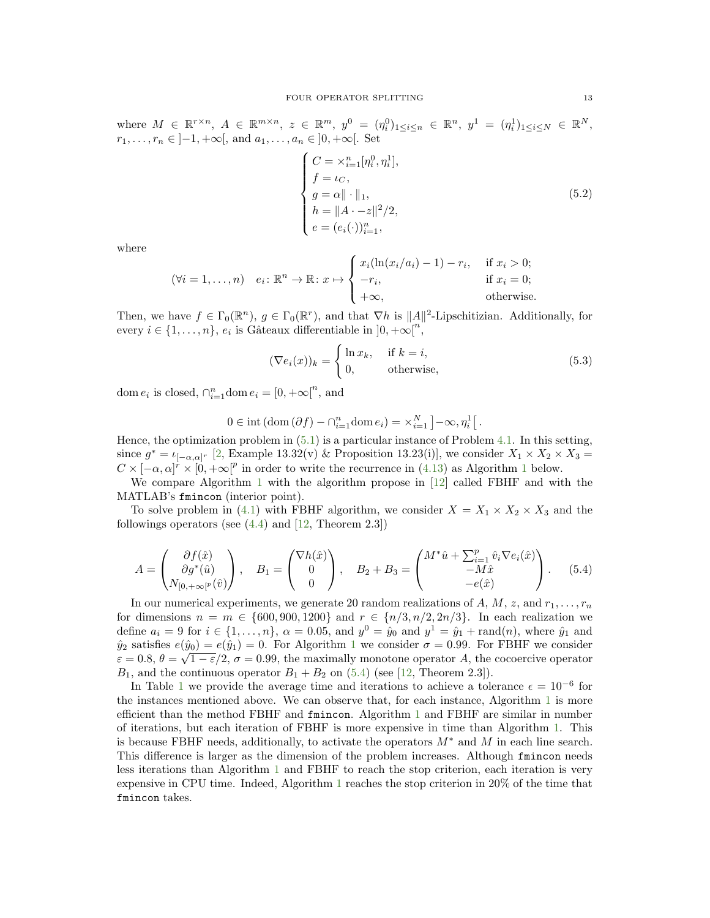where $M \in \mathbb{R}^{r\times n}$, $A \in \mathbb{R}^{m\times n}$, $z \in \mathbb{R}^m$, $y^0 = (\eta_i^0)_{1\le i\le n} \in \mathbb{R}^n$, $y^1 = (\eta_i^1)_{1\le i\le N} \in \mathbb{R}^N$, $r_1,\ldots,r_n \in \left]-1,+\infty\right[$, and $a_1,\ldots,a_n \in \left]0,+\infty\right[$. Set

$$
\begin{cases}
C = \times_{i=1}^{n}[\eta_i^0,\eta_i^1],\\
f = \iota_C,\\
g = \alpha\|\cdot\|_1,\\
h = \|A\cdot - z\|^2/2,\\
e = (e_i(\cdot))_{i=1}^n,
\end{cases}
\tag{5.2}
$$

where

$$
(\forall i=1,\ldots,n)\quad e_i\colon \mathbb{R}^n \to \mathbb{R}\colon x \mapsto \begin{cases} x_i(\ln(x_i/a_i)-1)-r_i, & \text{if } x_i>0;\\ -r_i, & \text{if } x_i = 0;\\ +\infty, & \text{otherwise.}\end{cases}
$$

Then, we have $f \in \Gamma_0(\mathbb{R}^n)$, $g \in \Gamma_0(\mathbb{R}^r)$, and that $\nabla h$ is $\|A\|^2$-Lipschitizian. Additionally, for every $i \in \{1,\ldots,n\}$, $e_i$ is Gâteaux differentiable in $\left]0,+\infty\right[^n$,

$$
(\nabla e_i(x))_k = \begin{cases} \ln x_k, & \text{if } k=i,\\ 0, & \text{otherwise,}\end{cases}
\tag{5.3}
$$

$\operatorname{dom} e_i$ is closed, $\cap_{i=1}^n \operatorname{dom} e_i = [0,+\infty[^n$, and

$$
0 \in \operatorname{int}\left(\operatorname{dom}(\partial f) - \cap_{i=1}^n \operatorname{dom} e_i\right) = \times_{i=1}^{N}\left]-\infty,\eta_i^1\right[.
$$

Hence, the optimization problem in (5.1) is a particular instance of Problem 4.1. In this setting, since $g^* = \iota_{[-\alpha,\alpha]^r}$ [2, Example 13.32(v) & Proposition 13.23(i)], we consider $X_1\times X_2\times X_3 = C\times[-\alpha,\alpha]^r\times[0,+\infty[^p$ in order to write the recurrence in (4.13) as Algorithm 1 below.

We compare Algorithm 1 with the algorithm propose in [12] called FBHF and with the MATLAB's `fmincon` (interior point).

To solve problem in (4.1) with FBHF algorithm, we consider $X = X_1\times X_2\times X_3$ and the followings operators (see (4.4) and [12, Theorem 2.3])

$$
A = \begin{pmatrix} \partial f(\hat{x})\\ \partial g^*(\hat{u})\\ N_{[0,+\infty[^p}(\hat{v})\end{pmatrix},\quad B_1 = \begin{pmatrix}\nabla h(\hat{x})\\ 0\\ 0\end{pmatrix},\quad B_2+B_3 = \begin{pmatrix} M^*\hat{u} + \sum_{i=1}^p \hat{v}_i \nabla e_i(\hat{x})\\ -M\hat{x}\\ -e(\hat{x})\end{pmatrix}.
\tag{5.4}
$$

In our numerical experiments, we generate 20 random realizations of $A$, $M$, $z$, and $r_1,\ldots,r_n$ for dimensions $n = m \in \{600, 900, 1200\}$ and $r \in \{n/3, n/2, 2n/3\}$. In each realization we define $a_i = 9$ for $i\in\{1,\ldots,n\}$, $\alpha = 0.05$, and $y^0 = \hat{y}_0$ and $y^1 = \hat{y}_1 + \operatorname{rand}(n)$, where $\hat{y}_1$ and $\hat{y}_2$ satisfies $e(\hat{y}_0) = e(\hat{y}_1) = 0$. For Algorithm 1 we consider $\sigma = 0.99$. For FBHF we consider $\varepsilon = 0.8$, $\theta = \sqrt{1-\varepsilon}/2$, $\sigma = 0.99$, the maximally monotone operator $A$, the cocoercive operator $B_1$, and the continuous operator $B_1 + B_2$ on (5.4) (see [12, Theorem 2.3]).

In Table 1 we provide the average time and iterations to achieve a tolerance $\epsilon = 10^{-6}$ for the instances mentioned above. We can observe that, for each instance, Algorithm 1 is more efficient than the method FBHF and `fmincon`. Algorithm 1 and FBHF are similar in number of iterations, but each iteration of FBHF is more expensive in time than Algorithm 1. This is because FBHF needs, additionally, to activate the operators $M^*$ and $M$ in each line search. This difference is larger as the dimension of the problem increases. Although `fmincon` needs less iterations than Algorithm 1 and FBHF to reach the stop criterion, each iteration is very expensive in CPU time. Indeed, Algorithm 1 reaches the stop criterion in 20% of the time that `fmincon` takes.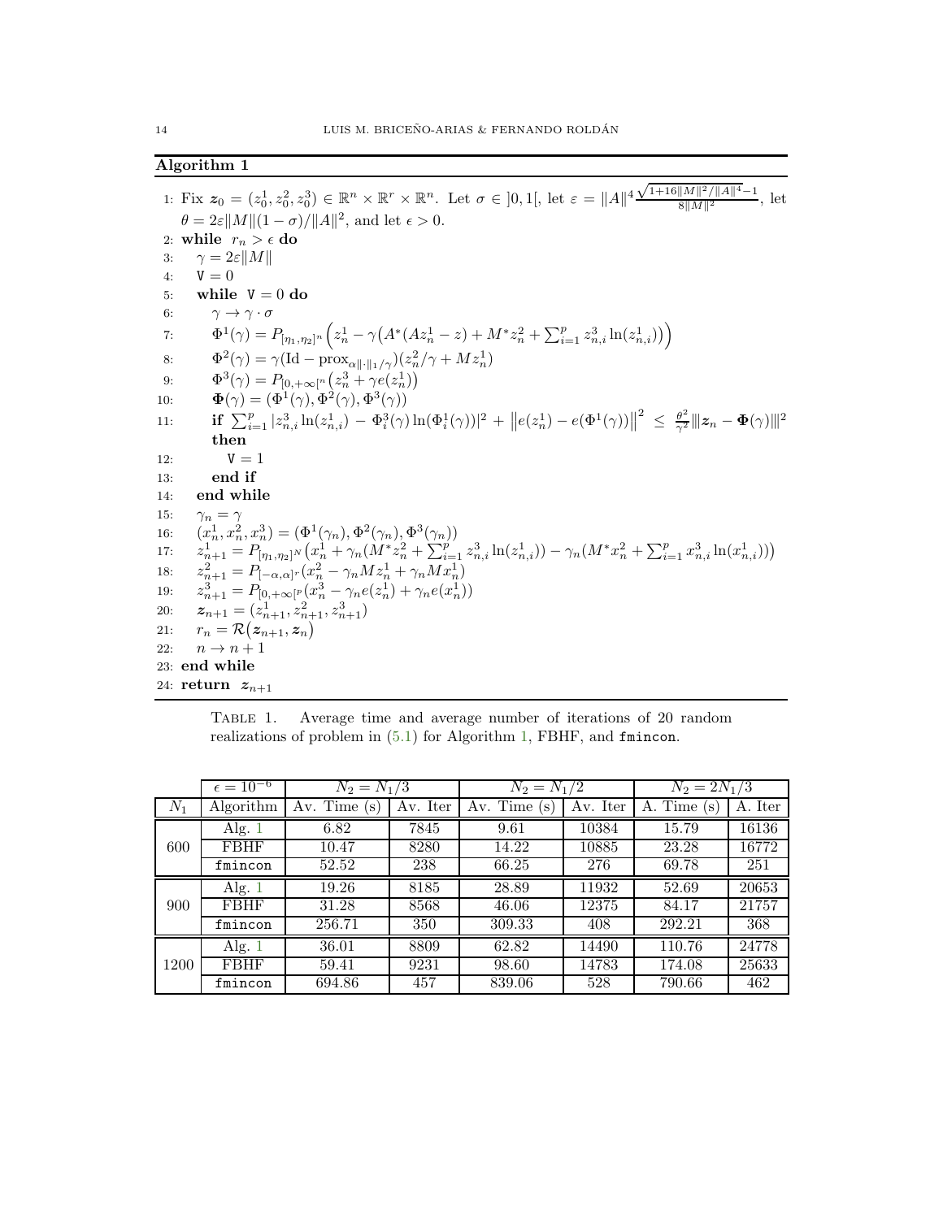**Algorithm 1**

1: Fix $\boldsymbol{z}_0 = (z_0^1, z_0^2, z_0^3) \in \mathbb{R}^n \times \mathbb{R}^r \times \mathbb{R}^n$. Let $\sigma \in ]0,1[$, let $\varepsilon = \|A\|^4 \frac{\sqrt{1+16\|M\|^2/\|A\|^4}-1}{8\|M\|^2}$, let $\theta = 2\varepsilon\|M\|(1-\sigma)/\|A\|^2$, and let $\epsilon > 0$.
2: **while** $r_n > \epsilon$ **do**
3: $\quad\gamma = 2\varepsilon\|M\|$
4: $\quad\mathtt{V} = 0$
5: $\quad$**while** $\mathtt{V} = 0$ **do**
6: $\quad\quad\gamma \to \gamma \cdot \sigma$
7: $\quad\quad\Phi^1(\gamma) = P_{[\eta_1,\eta_2]^n}\Big(z_n^1 - \gamma\big(A^*(Az_n^1 - z) + M^* z_n^2 + \sum_{i=1}^p z_{n,i}^3 \ln(z_{n,i}^1)\big)\Big)$
8: $\quad\quad\Phi^2(\gamma) = \gamma(\mathrm{Id} - \mathrm{prox}_{\alpha\|\cdot\|_1/\gamma})(z_n^2/\gamma + Mz_n^1)$
9: $\quad\quad\Phi^3(\gamma) = P_{[0,+\infty[^n}\big(z_n^3 + \gamma e(z_n^1)\big)$
10: $\quad\quad\boldsymbol{\Phi}(\gamma) = (\Phi^1(\gamma), \Phi^2(\gamma), \Phi^3(\gamma))$
11: $\quad\quad$**if** $\sum_{i=1}^p |z_{n,i}^3 \ln(z_{n,i}^1) - \Phi_i^3(\gamma)\ln(\Phi_i^1(\gamma))|^2 + \big\|e(z_n^1) - e(\Phi^1(\gamma))\big\|^2 \leq \frac{\theta^2}{\gamma^2}|||\boldsymbol{z}_n - \boldsymbol{\Phi}(\gamma)|||^2$ **then**
12: $\quad\quad\quad\mathtt{V} = 1$
13: $\quad\quad$**end if**
14: $\quad$**end while**
15: $\quad\gamma_n = \gamma$
16: $\quad(x_n^1, x_n^2, x_n^3) = (\Phi^1(\gamma_n), \Phi^2(\gamma_n), \Phi^3(\gamma_n))$
17: $\quad z_{n+1}^1 = P_{[\eta_1,\eta_2]^N}\big(x_n^1 + \gamma_n(M^* z_n^2 + \sum_{i=1}^p z_{n,i}^3 \ln(z_{n,i}^1)) - \gamma_n(M^* x_n^2 + \sum_{i=1}^p x_{n,i}^3 \ln(x_{n,i}^1))\big)$
18: $\quad z_{n+1}^2 = P_{[-\alpha,\alpha]^r}\big(x_n^2 - \gamma_n M z_n^1 + \gamma_n M x_n^1\big)$
19: $\quad z_{n+1}^3 = P_{[0,+\infty[^p}\big(x_n^3 - \gamma_n e(z_n^1) + \gamma_n e(x_n^1)\big)$
20: $\quad\boldsymbol{z}_{n+1} = (z_{n+1}^1, z_{n+1}^2, z_{n+1}^3)$
21: $\quad r_n = \mathcal{R}\big(\boldsymbol{z}_{n+1}, \boldsymbol{z}_n\big)$
22: $\quad n \to n+1$
23: **end while**
24: **return** $\boldsymbol{z}_{n+1}$

Table 1. Average time and average number of iterations of 20 random realizations of problem in (5.1) for Algorithm 1, FBHF, and `fmincon`.

| | $\epsilon = 10^{-6}$ | $N_2 = N_1/3$ | | $N_2 = N_1/2$ | | $N_2 = 2N_1/3$ | |
|---|---|---|---|---|---|---|---|
| $N_1$ | Algorithm | Av. Time (s) | Av. Iter | Av. Time (s) | Av. Iter | A. Time (s) | A. Iter |
| 600 | Alg. 1 | 6.82 | 7845 | 9.61 | 10384 | 15.79 | 16136 |
| | FBHF | 10.47 | 8280 | 14.22 | 10885 | 23.28 | 16772 |
| | `fmincon` | 52.52 | 238 | 66.25 | 276 | 69.78 | 251 |
| 900 | Alg. 1 | 19.26 | 8185 | 28.89 | 11932 | 52.69 | 20653 |
| | FBHF | 31.28 | 8568 | 46.06 | 12375 | 84.17 | 21757 |
| | `fmincon` | 256.71 | 350 | 309.33 | 408 | 292.21 | 368 |
| 1200 | Alg. 1 | 36.01 | 8809 | 62.82 | 14490 | 110.76 | 24778 |
| | FBHF | 59.41 | 9231 | 98.60 | 14783 | 174.08 | 25633 |
| | `fmincon` | 694.86 | 457 | 839.06 | 528 | 790.66 | 462 |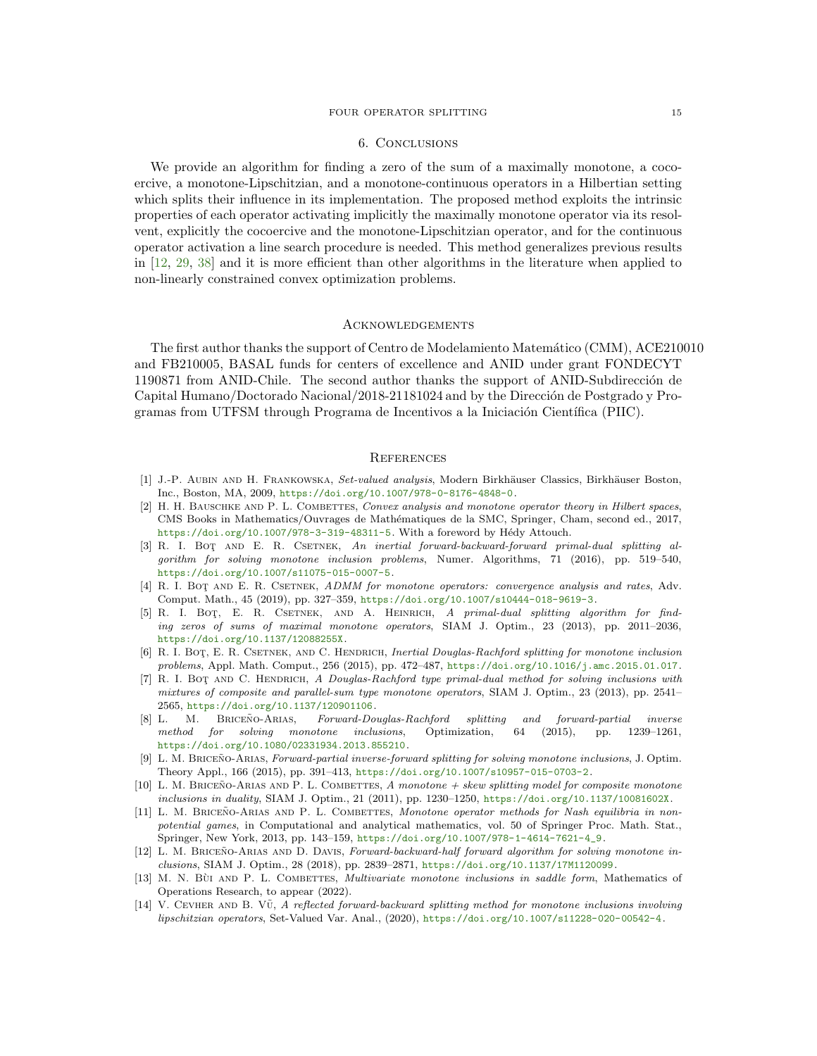## 6. Conclusions

We provide an algorithm for finding a zero of the sum of a maximally monotone, a cocoercive, a monotone-Lipschitzian, and a monotone-continuous operators in a Hilbertian setting which splits their influence in its implementation. The proposed method exploits the intrinsic properties of each operator activating implicitly the maximally monotone operator via its resolvent, explicitly the cocoercive and the monotone-Lipschitzian operator, and for the continuous operator activation a line search procedure is needed. This method generalizes previous results in [12, 29, 38] and it is more efficient than other algorithms in the literature when applied to non-linearly constrained convex optimization problems.

## Acknowledgements

The first author thanks the support of Centro de Modelamiento Matemático (CMM), ACE210010 and FB210005, BASAL funds for centers of excellence and ANID under grant FONDECYT 1190871 from ANID-Chile. The second author thanks the support of ANID-Subdirección de Capital Humano/Doctorado Nacional/2018-21181024 and by the Dirección de Postgrado y Programas from UTFSM through Programa de Incentivos a la Iniciación Científica (PIIC).

## References

[1] J.-P. Aubin and H. Frankowska, *Set-valued analysis*, Modern Birkhäuser Classics, Birkhäuser Boston, Inc., Boston, MA, 2009, https://doi.org/10.1007/978-0-8176-4848-0.

[2] H. H. Bauschke and P. L. Combettes, *Convex analysis and monotone operator theory in Hilbert spaces*, CMS Books in Mathematics/Ouvrages de Mathématiques de la SMC, Springer, Cham, second ed., 2017, https://doi.org/10.1007/978-3-319-48311-5. With a foreword by Hédy Attouch.

[3] R. I. Boţ and E. R. Csetnek, *An inertial forward-backward-forward primal-dual splitting algorithm for solving monotone inclusion problems*, Numer. Algorithms, 71 (2016), pp. 519–540, https://doi.org/10.1007/s11075-015-0007-5.

[4] R. I. Boţ and E. R. Csetnek, *ADMM for monotone operators: convergence analysis and rates*, Adv. Comput. Math., 45 (2019), pp. 327–359, https://doi.org/10.1007/s10444-018-9619-3.

[5] R. I. Boţ, E. R. Csetnek, and A. Heinrich, *A primal-dual splitting algorithm for finding zeros of sums of maximal monotone operators*, SIAM J. Optim., 23 (2013), pp. 2011–2036, https://doi.org/10.1137/12088255X.

[6] R. I. Boţ, E. R. Csetnek, and C. Hendrich, *Inertial Douglas-Rachford splitting for monotone inclusion problems*, Appl. Math. Comput., 256 (2015), pp. 472–487, https://doi.org/10.1016/j.amc.2015.01.017.

[7] R. I. Boţ and C. Hendrich, *A Douglas-Rachford type primal-dual method for solving inclusions with mixtures of composite and parallel-sum type monotone operators*, SIAM J. Optim., 23 (2013), pp. 2541–2565, https://doi.org/10.1137/120901106.

[8] L. M. Briceño-Arias, *Forward-Douglas-Rachford splitting and forward-partial inverse method for solving monotone inclusions*, Optimization, 64 (2015), pp. 1239–1261, https://doi.org/10.1080/02331934.2013.855210.

[9] L. M. Briceño-Arias, *Forward-partial inverse-forward splitting for solving monotone inclusions*, J. Optim. Theory Appl., 166 (2015), pp. 391–413, https://doi.org/10.1007/s10957-015-0703-2.

[10] L. M. Briceño-Arias and P. L. Combettes, *A monotone + skew splitting model for composite monotone inclusions in duality*, SIAM J. Optim., 21 (2011), pp. 1230–1250, https://doi.org/10.1137/10081602X.

[11] L. M. Briceño-Arias and P. L. Combettes, *Monotone operator methods for Nash equilibria in non-potential games*, in Computational and analytical mathematics, vol. 50 of Springer Proc. Math. Stat., Springer, New York, 2013, pp. 143–159, https://doi.org/10.1007/978-1-4614-7621-4_9.

[12] L. M. Briceño-Arias and D. Davis, *Forward-backward-half forward algorithm for solving monotone inclusions*, SIAM J. Optim., 28 (2018), pp. 2839–2871, https://doi.org/10.1137/17M1120099.

[13] M. N. Bùi and P. L. Combettes, *Multivariate monotone inclusions in saddle form*, Mathematics of Operations Research, to appear (2022).

[14] V. Cevher and B. Vũ, *A reflected forward-backward splitting method for monotone inclusions involving lipschitzian operators*, Set-Valued Var. Anal., (2020), https://doi.org/10.1007/s11228-020-00542-4.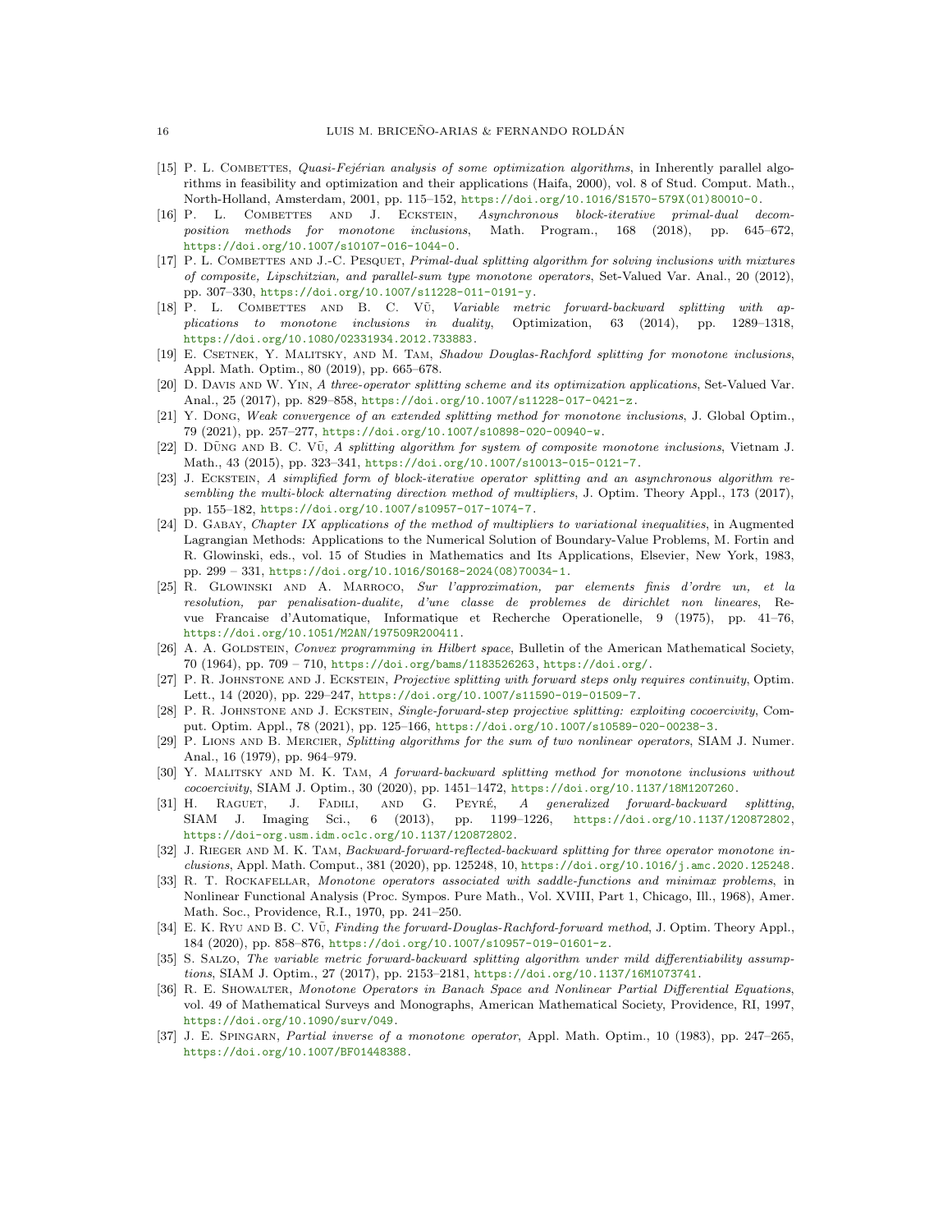[15] P. L. Combettes, *Quasi-Fejérian analysis of some optimization algorithms*, in Inherently parallel algorithms in feasibility and optimization and their applications (Haifa, 2000), vol. 8 of Stud. Comput. Math., North-Holland, Amsterdam, 2001, pp. 115–152, https://doi.org/10.1016/S1570-579X(01)80010-0.

[16] P. L. Combettes and J. Eckstein, *Asynchronous block-iterative primal-dual decomposition methods for monotone inclusions*, Math. Program., 168 (2018), pp. 645–672, https://doi.org/10.1007/s10107-016-1044-0.

[17] P. L. Combettes and J.-C. Pesquet, *Primal-dual splitting algorithm for solving inclusions with mixtures of composite, Lipschitzian, and parallel-sum type monotone operators*, Set-Valued Var. Anal., 20 (2012), pp. 307–330, https://doi.org/10.1007/s11228-011-0191-y.

[18] P. L. Combettes and B. C. Vũ, *Variable metric forward-backward splitting with applications to monotone inclusions in duality*, Optimization, 63 (2014), pp. 1289–1318, https://doi.org/10.1080/02331934.2012.733883.

[19] E. Csetnek, Y. Malitsky, and M. Tam, *Shadow Douglas-Rachford splitting for monotone inclusions*, Appl. Math. Optim., 80 (2019), pp. 665–678.

[20] D. Davis and W. Yin, *A three-operator splitting scheme and its optimization applications*, Set-Valued Var. Anal., 25 (2017), pp. 829–858, https://doi.org/10.1007/s11228-017-0421-z.

[21] Y. Dong, *Weak convergence of an extended splitting method for monotone inclusions*, J. Global Optim., 79 (2021), pp. 257–277, https://doi.org/10.1007/s10898-020-00940-w.

[22] D. Dũng and B. C. Vũ, *A splitting algorithm for system of composite monotone inclusions*, Vietnam J. Math., 43 (2015), pp. 323–341, https://doi.org/10.1007/s10013-015-0121-7.

[23] J. Eckstein, *A simplified form of block-iterative operator splitting and an asynchronous algorithm resembling the multi-block alternating direction method of multipliers*, J. Optim. Theory Appl., 173 (2017), pp. 155–182, https://doi.org/10.1007/s10957-017-1074-7.

[24] D. Gabay, *Chapter IX applications of the method of multipliers to variational inequalities*, in Augmented Lagrangian Methods: Applications to the Numerical Solution of Boundary-Value Problems, M. Fortin and R. Glowinski, eds., vol. 15 of Studies in Mathematics and Its Applications, Elsevier, New York, 1983, pp. 299 – 331, https://doi.org/10.1016/S0168-2024(08)70034-1.

[25] R. Glowinski and A. Marroco, *Sur l'approximation, par elements finis d'ordre un, et la resolution, par penalisation-dualite, d'une classe de problemes de dirichlet non lineares*, Revue Francaise d'Automatique, Informatique et Recherche Operationelle, 9 (1975), pp. 41–76, https://doi.org/10.1051/M2AN/197509R200411.

[26] A. A. Goldstein, *Convex programming in Hilbert space*, Bulletin of the American Mathematical Society, 70 (1964), pp. 709 – 710, https://doi.org/bams/1183526263, https://doi.org/.

[27] P. R. Johnstone and J. Eckstein, *Projective splitting with forward steps only requires continuity*, Optim. Lett., 14 (2020), pp. 229–247, https://doi.org/10.1007/s11590-019-01509-7.

[28] P. R. Johnstone and J. Eckstein, *Single-forward-step projective splitting: exploiting cocoercivity*, Comput. Optim. Appl., 78 (2021), pp. 125–166, https://doi.org/10.1007/s10589-020-00238-3.

[29] P. Lions and B. Mercier, *Splitting algorithms for the sum of two nonlinear operators*, SIAM J. Numer. Anal., 16 (1979), pp. 964–979.

[30] Y. Malitsky and M. K. Tam, *A forward-backward splitting method for monotone inclusions without cocoercivity*, SIAM J. Optim., 30 (2020), pp. 1451–1472, https://doi.org/10.1137/18M1207260.

[31] H. Raguet, J. Fadili, and G. Peyré, *A generalized forward-backward splitting*, SIAM J. Imaging Sci., 6 (2013), pp. 1199–1226, https://doi.org/10.1137/120872802, https://doi-org.usm.idm.oclc.org/10.1137/120872802.

[32] J. Rieger and M. K. Tam, *Backward-forward-reflected-backward splitting for three operator monotone inclusions*, Appl. Math. Comput., 381 (2020), pp. 125248, 10, https://doi.org/10.1016/j.amc.2020.125248.

[33] R. T. Rockafellar, *Monotone operators associated with saddle-functions and minimax problems*, in Nonlinear Functional Analysis (Proc. Sympos. Pure Math., Vol. XVIII, Part 1, Chicago, Ill., 1968), Amer. Math. Soc., Providence, R.I., 1970, pp. 241–250.

[34] E. K. Ryu and B. C. Vũ, *Finding the forward-Douglas-Rachford-forward method*, J. Optim. Theory Appl., 184 (2020), pp. 858–876, https://doi.org/10.1007/s10957-019-01601-z.

[35] S. Salzo, *The variable metric forward-backward splitting algorithm under mild differentiability assumptions*, SIAM J. Optim., 27 (2017), pp. 2153–2181, https://doi.org/10.1137/16M1073741.

[36] R. E. Showalter, *Monotone Operators in Banach Space and Nonlinear Partial Differential Equations*, vol. 49 of Mathematical Surveys and Monographs, American Mathematical Society, Providence, RI, 1997, https://doi.org/10.1090/surv/049.

[37] J. E. Spingarn, *Partial inverse of a monotone operator*, Appl. Math. Optim., 10 (1983), pp. 247–265, https://doi.org/10.1007/BF01448388.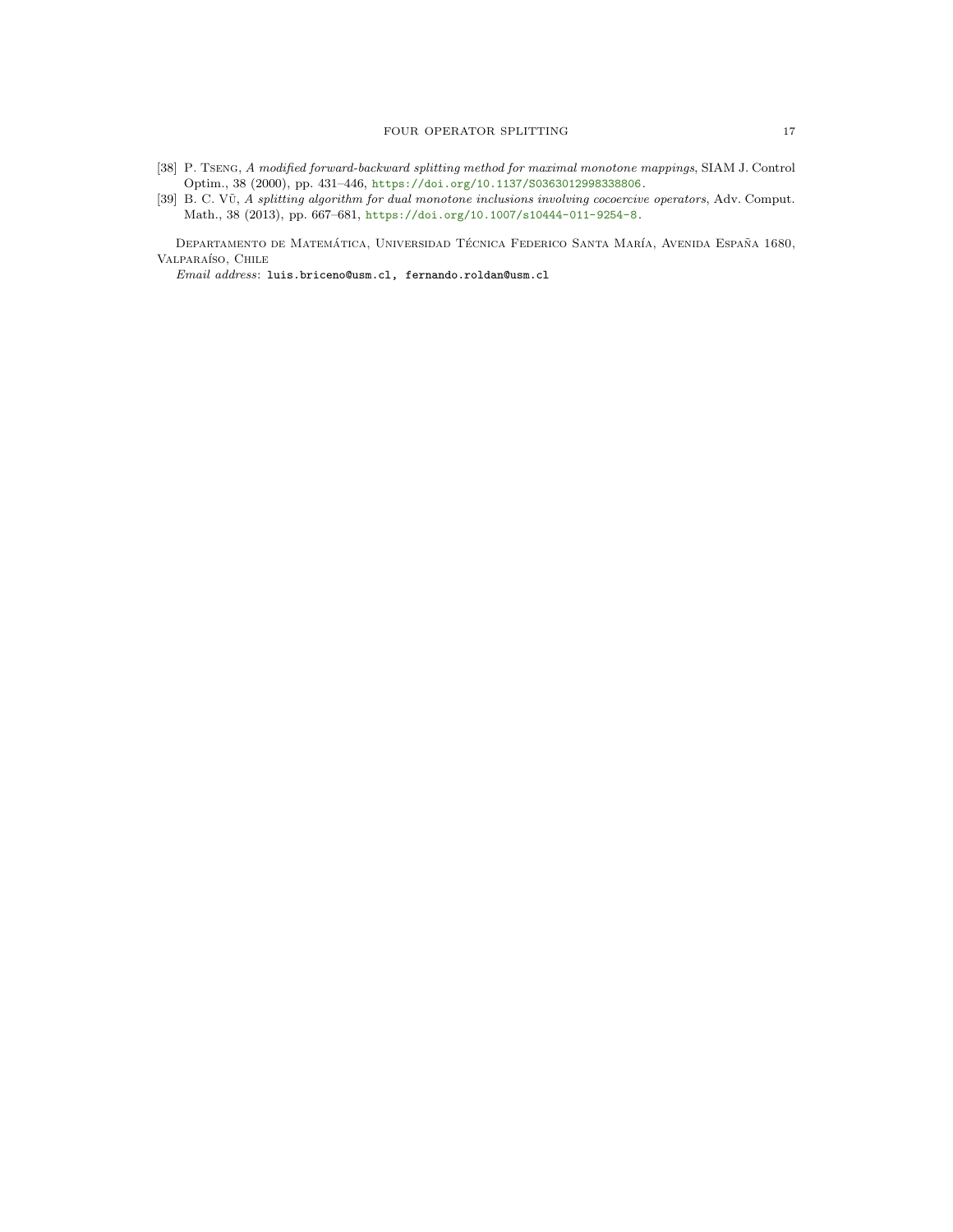[38] P. Tseng, *A modified forward-backward splitting method for maximal monotone mappings*, SIAM J. Control Optim., 38 (2000), pp. 431–446, https://doi.org/10.1137/S0363012998338806.

[39] B. C. Vũ, *A splitting algorithm for dual monotone inclusions involving cocoercive operators*, Adv. Comput. Math., 38 (2013), pp. 667–681, https://doi.org/10.1007/s10444-011-9254-8.

Departamento de Matemática, Universidad Técnica Federico Santa María, Avenida España 1680, Valparaíso, Chile

*Email address*: luis.briceno@usm.cl, fernando.roldan@usm.cl